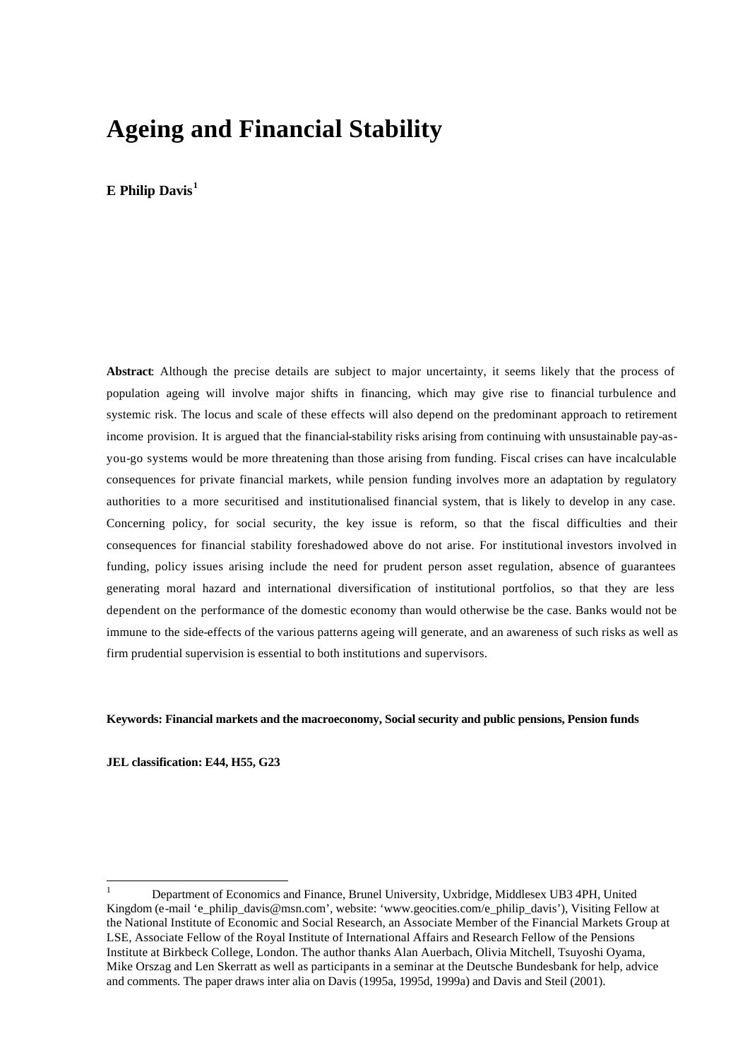# Ageing and Financial Stability

**E Philip Davis**[1]

**Abstract**: Although the precise details are subject to major uncertainty, it seems likely that the process of population ageing will involve major shifts in financing, which may give rise to financial turbulence and systemic risk. The locus and scale of these effects will also depend on the predominant approach to retirement income provision. It is argued that the financial-stability risks arising from continuing with unsustainable pay-as-you-go systems would be more threatening than those arising from funding. Fiscal crises can have incalculable consequences for private financial markets, while pension funding involves more an adaptation by regulatory authorities to a more securitised and institutionalised financial system, that is likely to develop in any case. Concerning policy, for social security, the key issue is reform, so that the fiscal difficulties and their consequences for financial stability foreshadowed above do not arise. For institutional investors involved in funding, policy issues arising include the need for prudent person asset regulation, absence of guarantees generating moral hazard and international diversification of institutional portfolios, so that they are less dependent on the performance of the domestic economy than would otherwise be the case. Banks would not be immune to the side-effects of the various patterns ageing will generate, and an awareness of such risks as well as firm prudential supervision is essential to both institutions and supervisors.

**Keywords: Financial markets and the macroeconomy, Social security and public pensions, Pension funds**

**JEL classification: E44, H55, G23**

---

[1] Department of Economics and Finance, Brunel University, Uxbridge, Middlesex UB3 4PH, United Kingdom (e-mail 'e_philip_davis@msn.com', website: 'www.geocities.com/e_philip_davis'), Visiting Fellow at the National Institute of Economic and Social Research, an Associate Member of the Financial Markets Group at LSE, Associate Fellow of the Royal Institute of International Affairs and Research Fellow of the Pensions Institute at Birkbeck College, London. The author thanks Alan Auerbach, Olivia Mitchell, Tsuyoshi Oyama, Mike Orszag and Len Skerratt as well as participants in a seminar at the Deutsche Bundesbank for help, advice and comments. The paper draws inter alia on Davis (1995a, 1995d, 1999a) and Davis and Steil (2001).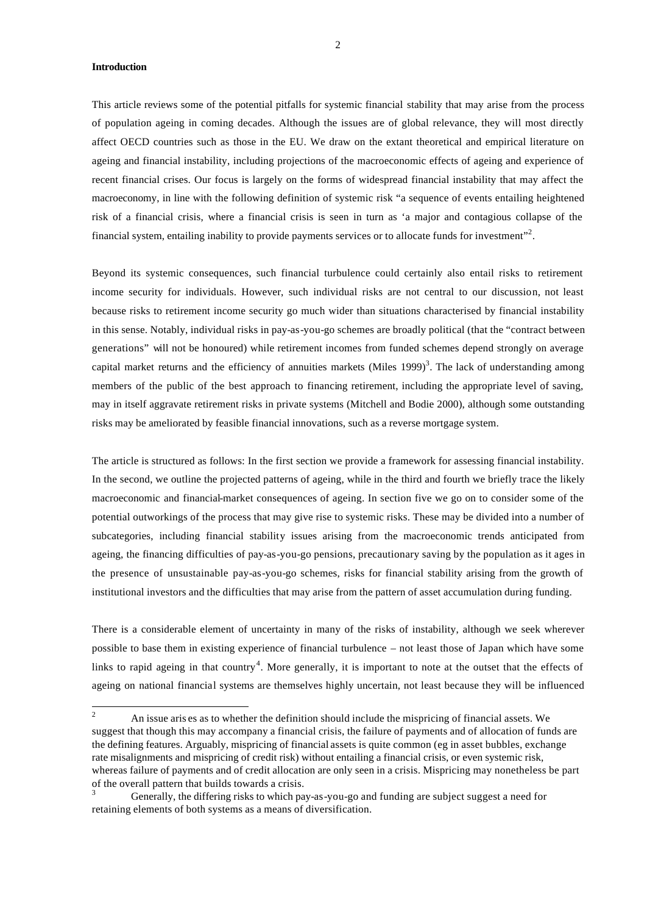**Introduction**

This article reviews some of the potential pitfalls for systemic financial stability that may arise from the process of population ageing in coming decades. Although the issues are of global relevance, they will most directly affect OECD countries such as those in the EU. We draw on the extant theoretical and empirical literature on ageing and financial instability, including projections of the macroeconomic effects of ageing and experience of recent financial crises. Our focus is largely on the forms of widespread financial instability that may affect the macroeconomy, in line with the following definition of systemic risk "a sequence of events entailing heightened risk of a financial crisis, where a financial crisis is seen in turn as 'a major and contagious collapse of the financial system, entailing inability to provide payments services or to allocate funds for investment"[2].

Beyond its systemic consequences, such financial turbulence could certainly also entail risks to retirement income security for individuals. However, such individual risks are not central to our discussion, not least because risks to retirement income security go much wider than situations characterised by financial instability in this sense. Notably, individual risks in pay-as-you-go schemes are broadly political (that the "contract between generations" will not be honoured) while retirement incomes from funded schemes depend strongly on average capital market returns and the efficiency of annuities markets (Miles 1999)[3]. The lack of understanding among members of the public of the best approach to financing retirement, including the appropriate level of saving, may in itself aggravate retirement risks in private systems (Mitchell and Bodie 2000), although some outstanding risks may be ameliorated by feasible financial innovations, such as a reverse mortgage system.

The article is structured as follows: In the first section we provide a framework for assessing financial instability. In the second, we outline the projected patterns of ageing, while in the third and fourth we briefly trace the likely macroeconomic and financial-market consequences of ageing. In section five we go on to consider some of the potential outworkings of the process that may give rise to systemic risks. These may be divided into a number of subcategories, including financial stability issues arising from the macroeconomic trends anticipated from ageing, the financing difficulties of pay-as-you-go pensions, precautionary saving by the population as it ages in the presence of unsustainable pay-as-you-go schemes, risks for financial stability arising from the growth of institutional investors and the difficulties that may arise from the pattern of asset accumulation during funding.

There is a considerable element of uncertainty in many of the risks of instability, although we seek wherever possible to base them in existing experience of financial turbulence – not least those of Japan which have some links to rapid ageing in that country[4]. More generally, it is important to note at the outset that the effects of ageing on national financial systems are themselves highly uncertain, not least because they will be influenced

---

[2] An issue arises as to whether the definition should include the mispricing of financial assets. We suggest that though this may accompany a financial crisis, the failure of payments and of allocation of funds are the defining features. Arguably, mispricing of financial assets is quite common (eg in asset bubbles, exchange rate misalignments and mispricing of credit risk) without entailing a financial crisis, or even systemic risk, whereas failure of payments and of credit allocation are only seen in a crisis. Mispricing may nonetheless be part of the overall pattern that builds towards a crisis.

[3] Generally, the differing risks to which pay-as-you-go and funding are subject suggest a need for retaining elements of both systems as a means of diversification.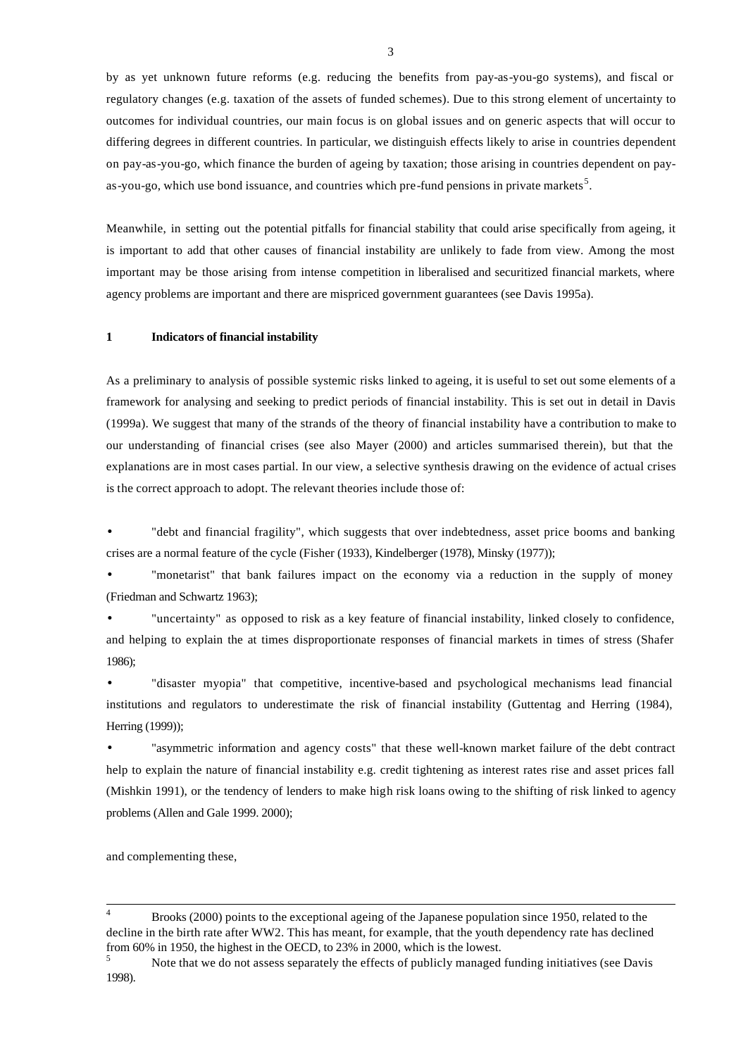by as yet unknown future reforms (e.g. reducing the benefits from pay-as-you-go systems), and fiscal or regulatory changes (e.g. taxation of the assets of funded schemes). Due to this strong element of uncertainty to outcomes for individual countries, our main focus is on global issues and on generic aspects that will occur to differing degrees in different countries. In particular, we distinguish effects likely to arise in countries dependent on pay-as-you-go, which finance the burden of ageing by taxation; those arising in countries dependent on pay-as-you-go, which use bond issuance, and countries which pre-fund pensions in private markets[5].

Meanwhile, in setting out the potential pitfalls for financial stability that could arise specifically from ageing, it is important to add that other causes of financial instability are unlikely to fade from view. Among the most important may be those arising from intense competition in liberalised and securitized financial markets, where agency problems are important and there are mispriced government guarantees (see Davis 1995a).

## 1 Indicators of financial instability

As a preliminary to analysis of possible systemic risks linked to ageing, it is useful to set out some elements of a framework for analysing and seeking to predict periods of financial instability. This is set out in detail in Davis (1999a). We suggest that many of the strands of the theory of financial instability have a contribution to make to our understanding of financial crises (see also Mayer (2000) and articles summarised therein), but that the explanations are in most cases partial. In our view, a selective synthesis drawing on the evidence of actual crises is the correct approach to adopt. The relevant theories include those of:

- "debt and financial fragility", which suggests that over indebtedness, asset price booms and banking crises are a normal feature of the cycle (Fisher (1933), Kindelberger (1978), Minsky (1977));
- "monetarist" that bank failures impact on the economy via a reduction in the supply of money (Friedman and Schwartz 1963);
- "uncertainty" as opposed to risk as a key feature of financial instability, linked closely to confidence, and helping to explain the at times disproportionate responses of financial markets in times of stress (Shafer 1986);
- "disaster myopia" that competitive, incentive-based and psychological mechanisms lead financial institutions and regulators to underestimate the risk of financial instability (Guttentag and Herring (1984), Herring (1999));
- "asymmetric information and agency costs" that these well-known market failure of the debt contract help to explain the nature of financial instability e.g. credit tightening as interest rates rise and asset prices fall (Mishkin 1991), or the tendency of lenders to make high risk loans owing to the shifting of risk linked to agency problems (Allen and Gale 1999. 2000);

and complementing these,

---

[4] Brooks (2000) points to the exceptional ageing of the Japanese population since 1950, related to the decline in the birth rate after WW2. This has meant, for example, that the youth dependency rate has declined from 60% in 1950, the highest in the OECD, to 23% in 2000, which is the lowest.

[5] Note that we do not assess separately the effects of publicly managed funding initiatives (see Davis 1998).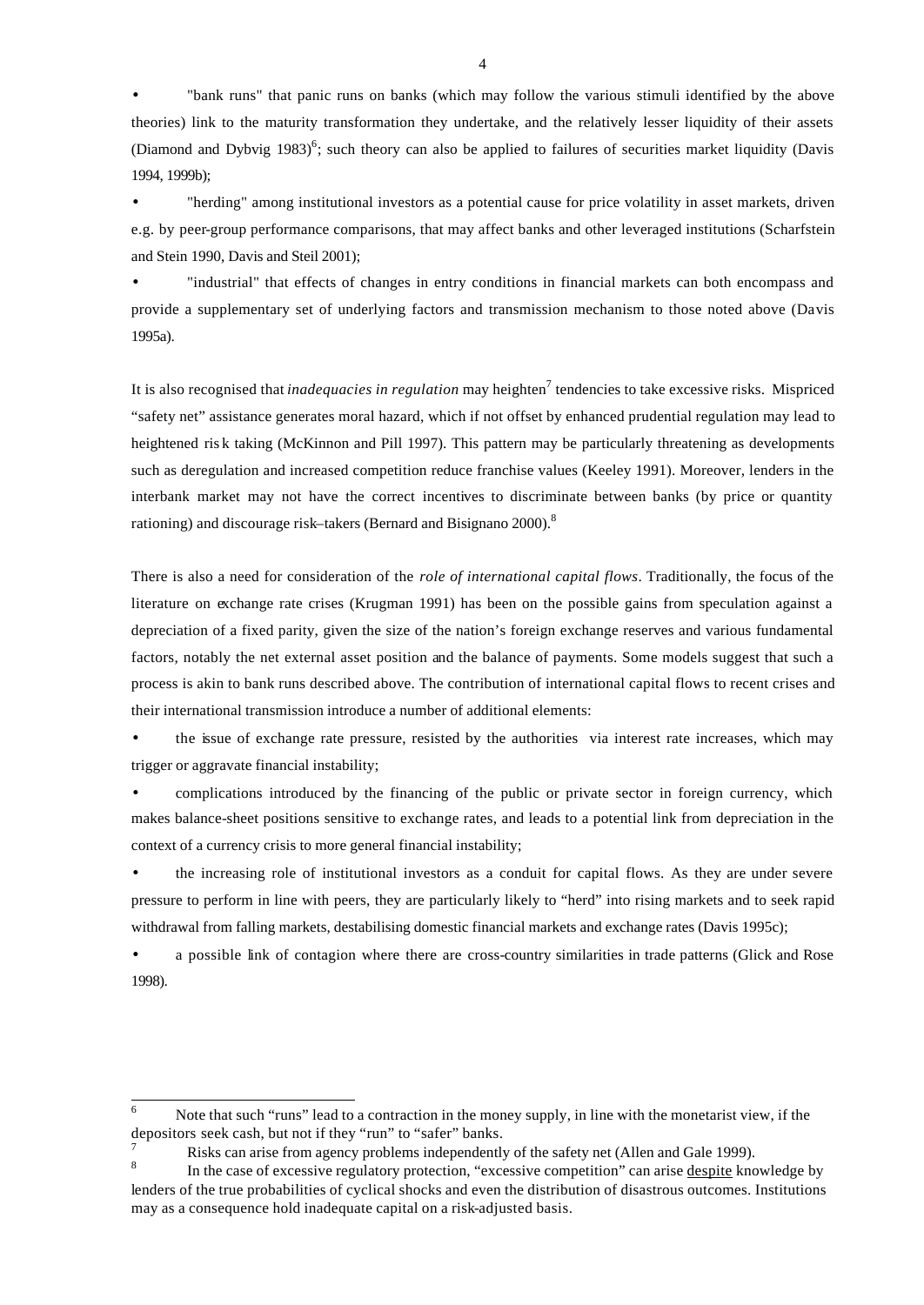- "bank runs" that panic runs on banks (which may follow the various stimuli identified by the above theories) link to the maturity transformation they undertake, and the relatively lesser liquidity of their assets (Diamond and Dybvig 1983)[6]; such theory can also be applied to failures of securities market liquidity (Davis 1994, 1999b);
- "herding" among institutional investors as a potential cause for price volatility in asset markets, driven e.g. by peer-group performance comparisons, that may affect banks and other leveraged institutions (Scharfstein and Stein 1990, Davis and Steil 2001);
- "industrial" that effects of changes in entry conditions in financial markets can both encompass and provide a supplementary set of underlying factors and transmission mechanism to those noted above (Davis 1995a).

It is also recognised that *inadequacies in regulation* may heighten[7] tendencies to take excessive risks. Mispriced "safety net" assistance generates moral hazard, which if not offset by enhanced prudential regulation may lead to heightened risk taking (McKinnon and Pill 1997). This pattern may be particularly threatening as developments such as deregulation and increased competition reduce franchise values (Keeley 1991). Moreover, lenders in the interbank market may not have the correct incentives to discriminate between banks (by price or quantity rationing) and discourage risk–takers (Bernard and Bisignano 2000).[8]

There is also a need for consideration of the *role of international capital flows*. Traditionally, the focus of the literature on exchange rate crises (Krugman 1991) has been on the possible gains from speculation against a depreciation of a fixed parity, given the size of the nation's foreign exchange reserves and various fundamental factors, notably the net external asset position and the balance of payments. Some models suggest that such a process is akin to bank runs described above. The contribution of international capital flows to recent crises and their international transmission introduce a number of additional elements:

- the issue of exchange rate pressure, resisted by the authorities via interest rate increases, which may trigger or aggravate financial instability;
- complications introduced by the financing of the public or private sector in foreign currency, which makes balance-sheet positions sensitive to exchange rates, and leads to a potential link from depreciation in the context of a currency crisis to more general financial instability;
- the increasing role of institutional investors as a conduit for capital flows. As they are under severe pressure to perform in line with peers, they are particularly likely to "herd" into rising markets and to seek rapid withdrawal from falling markets, destabilising domestic financial markets and exchange rates (Davis 1995c);
- a possible link of contagion where there are cross-country similarities in trade patterns (Glick and Rose 1998).

---

[6] Note that such "runs" lead to a contraction in the money supply, in line with the monetarist view, if the depositors seek cash, but not if they "run" to "safer" banks.

[7] Risks can arise from agency problems independently of the safety net (Allen and Gale 1999).

[8] In the case of excessive regulatory protection, "excessive competition" can arise <u>despite</u> knowledge by lenders of the true probabilities of cyclical shocks and even the distribution of disastrous outcomes. Institutions may as a consequence hold inadequate capital on a risk-adjusted basis.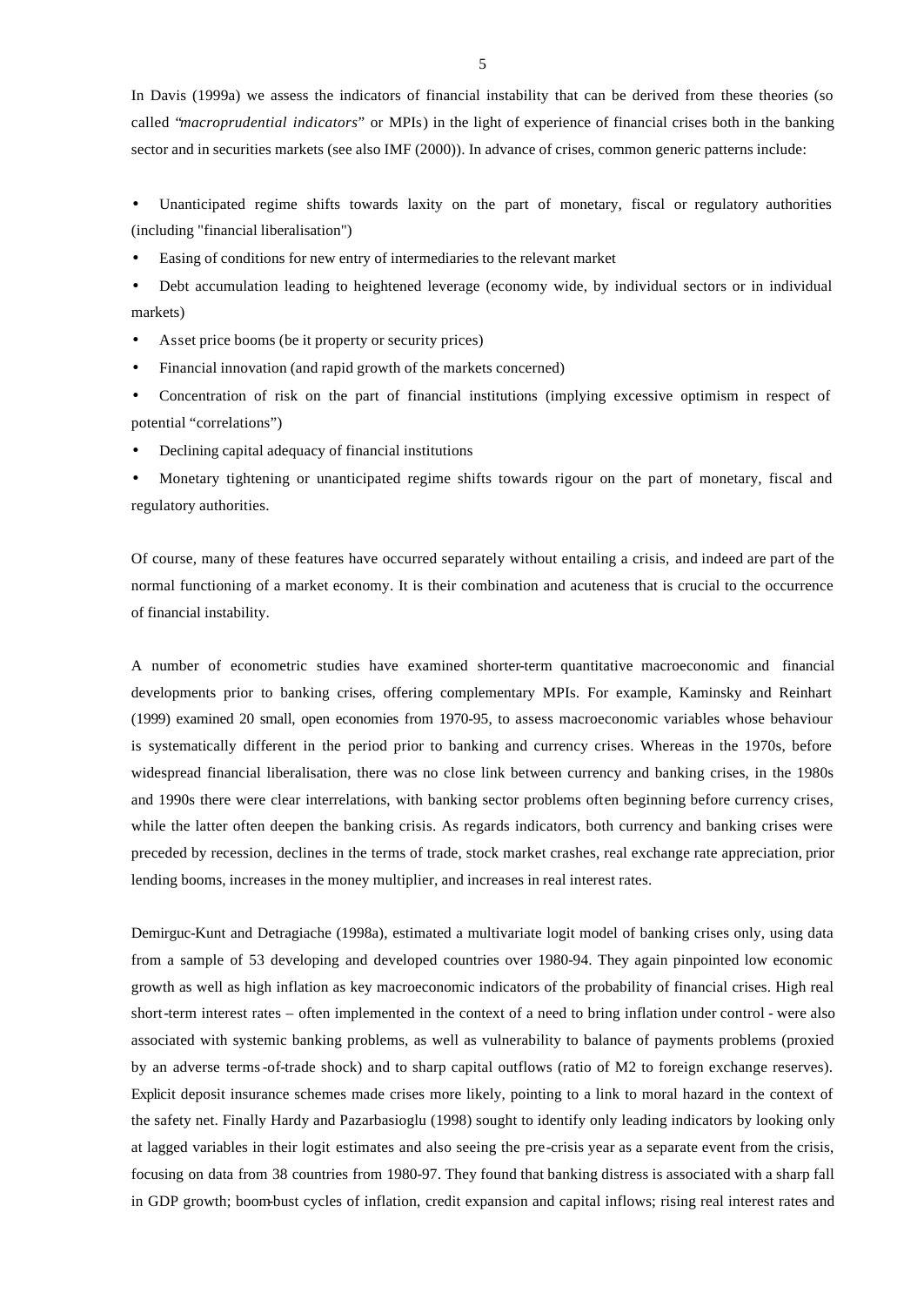In Davis (1999a) we assess the indicators of financial instability that can be derived from these theories (so called "*macroprudential indicators*" or MPIs) in the light of experience of financial crises both in the banking sector and in securities markets (see also IMF (2000)). In advance of crises, common generic patterns include:

- Unanticipated regime shifts towards laxity on the part of monetary, fiscal or regulatory authorities (including "financial liberalisation")
- Easing of conditions for new entry of intermediaries to the relevant market
- Debt accumulation leading to heightened leverage (economy wide, by individual sectors or in individual markets)
- Asset price booms (be it property or security prices)
- Financial innovation (and rapid growth of the markets concerned)
- Concentration of risk on the part of financial institutions (implying excessive optimism in respect of potential "correlations")
- Declining capital adequacy of financial institutions
- Monetary tightening or unanticipated regime shifts towards rigour on the part of monetary, fiscal and regulatory authorities.

Of course, many of these features have occurred separately without entailing a crisis, and indeed are part of the normal functioning of a market economy. It is their combination and acuteness that is crucial to the occurrence of financial instability.

A number of econometric studies have examined shorter-term quantitative macroeconomic and financial developments prior to banking crises, offering complementary MPIs. For example, Kaminsky and Reinhart (1999) examined 20 small, open economies from 1970-95, to assess macroeconomic variables whose behaviour is systematically different in the period prior to banking and currency crises. Whereas in the 1970s, before widespread financial liberalisation, there was no close link between currency and banking crises, in the 1980s and 1990s there were clear interrelations, with banking sector problems often beginning before currency crises, while the latter often deepen the banking crisis. As regards indicators, both currency and banking crises were preceded by recession, declines in the terms of trade, stock market crashes, real exchange rate appreciation, prior lending booms, increases in the money multiplier, and increases in real interest rates.

Demirguc-Kunt and Detragiache (1998a), estimated a multivariate logit model of banking crises only, using data from a sample of 53 developing and developed countries over 1980-94. They again pinpointed low economic growth as well as high inflation as key macroeconomic indicators of the probability of financial crises. High real short-term interest rates – often implemented in the context of a need to bring inflation under control - were also associated with systemic banking problems, as well as vulnerability to balance of payments problems (proxied by an adverse terms-of-trade shock) and to sharp capital outflows (ratio of M2 to foreign exchange reserves). Explicit deposit insurance schemes made crises more likely, pointing to a link to moral hazard in the context of the safety net. Finally Hardy and Pazarbasioglu (1998) sought to identify only leading indicators by looking only at lagged variables in their logit estimates and also seeing the pre-crisis year as a separate event from the crisis, focusing on data from 38 countries from 1980-97. They found that banking distress is associated with a sharp fall in GDP growth; boom-bust cycles of inflation, credit expansion and capital inflows; rising real interest rates and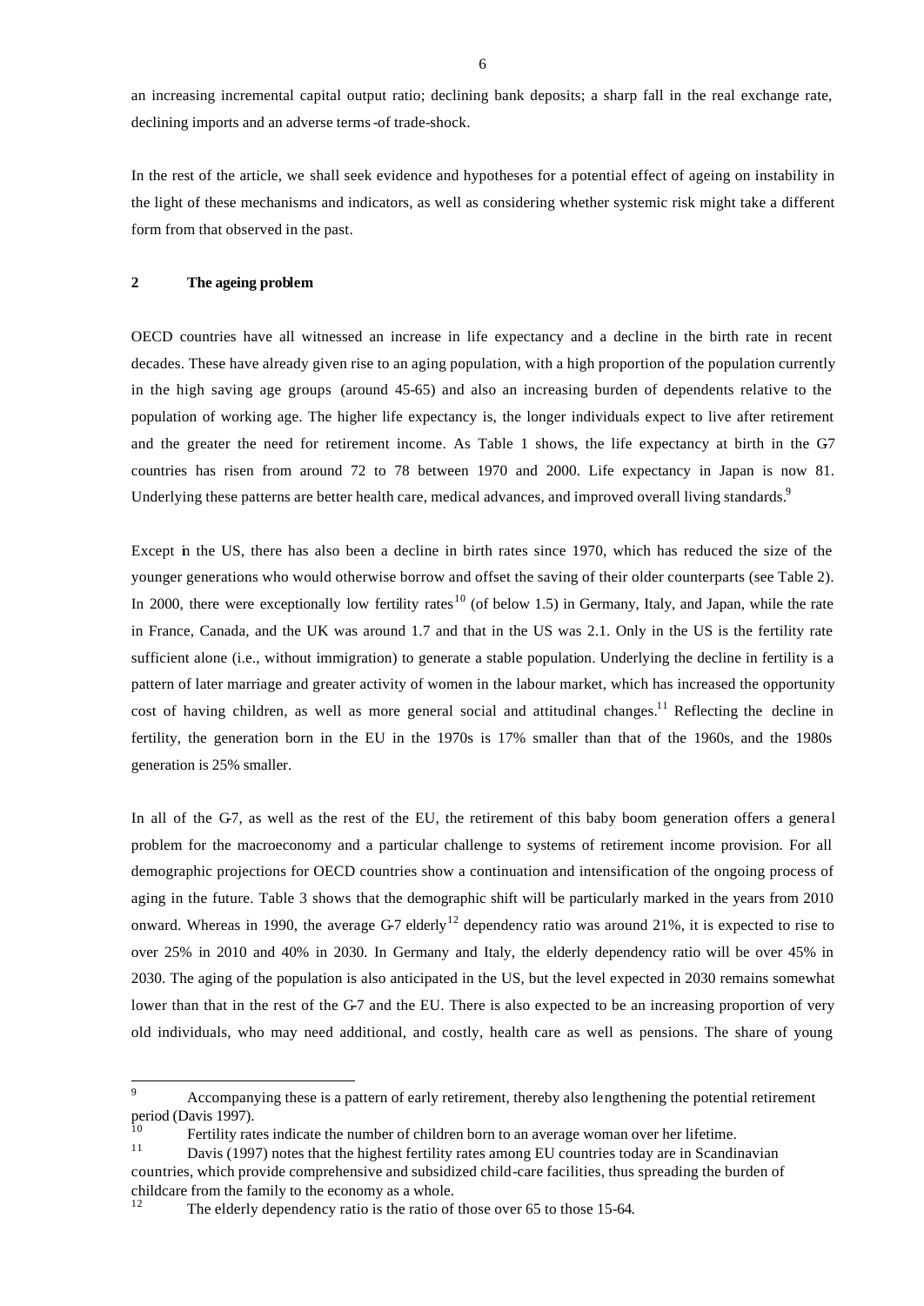an increasing incremental capital output ratio; declining bank deposits; a sharp fall in the real exchange rate, declining imports and an adverse terms-of trade-shock.

In the rest of the article, we shall seek evidence and hypotheses for a potential effect of ageing on instability in the light of these mechanisms and indicators, as well as considering whether systemic risk might take a different form from that observed in the past.

## 2 The ageing problem

OECD countries have all witnessed an increase in life expectancy and a decline in the birth rate in recent decades. These have already given rise to an aging population, with a high proportion of the population currently in the high saving age groups (around 45-65) and also an increasing burden of dependents relative to the population of working age. The higher life expectancy is, the longer individuals expect to live after retirement and the greater the need for retirement income. As Table 1 shows, the life expectancy at birth in the G-7 countries has risen from around 72 to 78 between 1970 and 2000. Life expectancy in Japan is now 81. Underlying these patterns are better health care, medical advances, and improved overall living standards.[9]

Except in the US, there has also been a decline in birth rates since 1970, which has reduced the size of the younger generations who would otherwise borrow and offset the saving of their older counterparts (see Table 2). In 2000, there were exceptionally low fertility rates[10] (of below 1.5) in Germany, Italy, and Japan, while the rate in France, Canada, and the UK was around 1.7 and that in the US was 2.1. Only in the US is the fertility rate sufficient alone (i.e., without immigration) to generate a stable population. Underlying the decline in fertility is a pattern of later marriage and greater activity of women in the labour market, which has increased the opportunity cost of having children, as well as more general social and attitudinal changes.[11] Reflecting the decline in fertility, the generation born in the EU in the 1970s is 17% smaller than that of the 1960s, and the 1980s generation is 25% smaller.

In all of the G-7, as well as the rest of the EU, the retirement of this baby boom generation offers a general problem for the macroeconomy and a particular challenge to systems of retirement income provision. For all demographic projections for OECD countries show a continuation and intensification of the ongoing process of aging in the future. Table 3 shows that the demographic shift will be particularly marked in the years from 2010 onward. Whereas in 1990, the average G-7 elderly[12] dependency ratio was around 21%, it is expected to rise to over 25% in 2010 and 40% in 2030. In Germany and Italy, the elderly dependency ratio will be over 45% in 2030. The aging of the population is also anticipated in the US, but the level expected in 2030 remains somewhat lower than that in the rest of the G-7 and the EU. There is also expected to be an increasing proportion of very old individuals, who may need additional, and costly, health care as well as pensions. The share of young

---

[9] Accompanying these is a pattern of early retirement, thereby also lengthening the potential retirement period (Davis 1997).

[10] Fertility rates indicate the number of children born to an average woman over her lifetime.

[11] Davis (1997) notes that the highest fertility rates among EU countries today are in Scandinavian countries, which provide comprehensive and subsidized child-care facilities, thus spreading the burden of childcare from the family to the economy as a whole.

[12] The elderly dependency ratio is the ratio of those over 65 to those 15-64.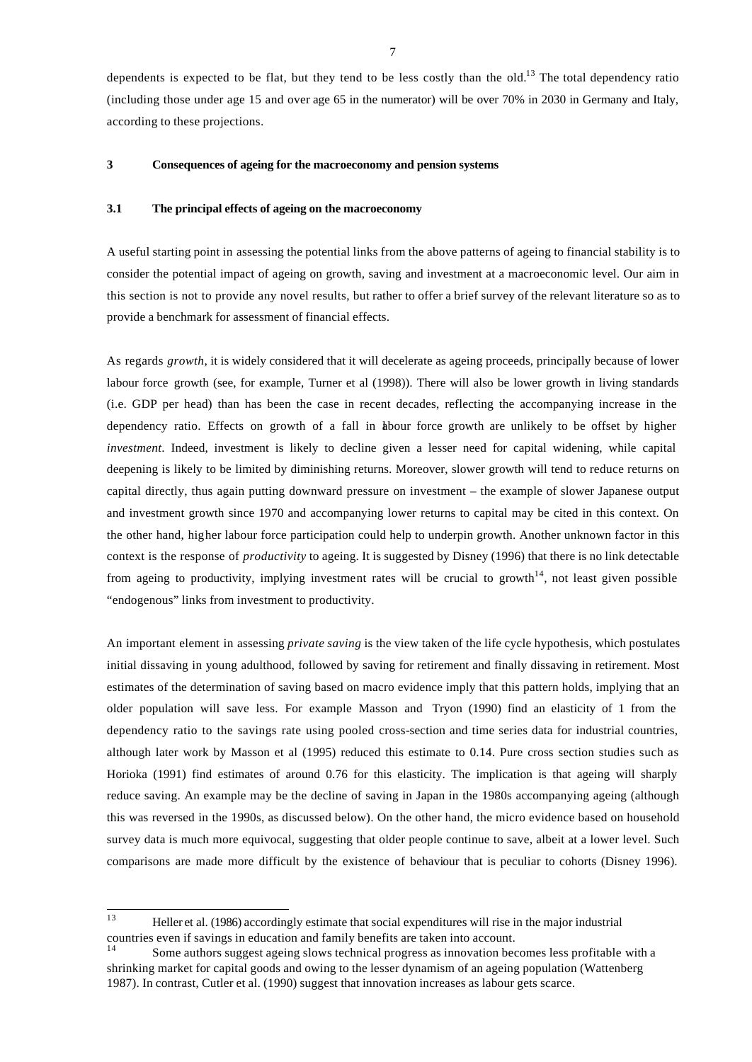dependents is expected to be flat, but they tend to be less costly than the old.[13] The total dependency ratio (including those under age 15 and over age 65 in the numerator) will be over 70% in 2030 in Germany and Italy, according to these projections.

## 3 Consequences of ageing for the macroeconomy and pension systems

### 3.1 The principal effects of ageing on the macroeconomy

A useful starting point in assessing the potential links from the above patterns of ageing to financial stability is to consider the potential impact of ageing on growth, saving and investment at a macroeconomic level. Our aim in this section is not to provide any novel results, but rather to offer a brief survey of the relevant literature so as to provide a benchmark for assessment of financial effects.

As regards *growth*, it is widely considered that it will decelerate as ageing proceeds, principally because of lower labour force growth (see, for example, Turner et al (1998)). There will also be lower growth in living standards (i.e. GDP per head) than has been the case in recent decades, reflecting the accompanying increase in the dependency ratio. Effects on growth of a fall in labour force growth are unlikely to be offset by higher *investment*. Indeed, investment is likely to decline given a lesser need for capital widening, while capital deepening is likely to be limited by diminishing returns. Moreover, slower growth will tend to reduce returns on capital directly, thus again putting downward pressure on investment – the example of slower Japanese output and investment growth since 1970 and accompanying lower returns to capital may be cited in this context. On the other hand, higher labour force participation could help to underpin growth. Another unknown factor in this context is the response of *productivity* to ageing. It is suggested by Disney (1996) that there is no link detectable from ageing to productivity, implying investment rates will be crucial to growth[14], not least given possible "endogenous" links from investment to productivity.

An important element in assessing *private saving* is the view taken of the life cycle hypothesis, which postulates initial dissaving in young adulthood, followed by saving for retirement and finally dissaving in retirement. Most estimates of the determination of saving based on macro evidence imply that this pattern holds, implying that an older population will save less. For example Masson and Tryon (1990) find an elasticity of 1 from the dependency ratio to the savings rate using pooled cross-section and time series data for industrial countries, although later work by Masson et al (1995) reduced this estimate to 0.14. Pure cross section studies such as Horioka (1991) find estimates of around 0.76 for this elasticity. The implication is that ageing will sharply reduce saving. An example may be the decline of saving in Japan in the 1980s accompanying ageing (although this was reversed in the 1990s, as discussed below). On the other hand, the micro evidence based on household survey data is much more equivocal, suggesting that older people continue to save, albeit at a lower level. Such comparisons are made more difficult by the existence of behaviour that is peculiar to cohorts (Disney 1996).

---

[13] Heller et al. (1986) accordingly estimate that social expenditures will rise in the major industrial countries even if savings in education and family benefits are taken into account.

[14] Some authors suggest ageing slows technical progress as innovation becomes less profitable with a shrinking market for capital goods and owing to the lesser dynamism of an ageing population (Wattenberg 1987). In contrast, Cutler et al. (1990) suggest that innovation increases as labour gets scarce.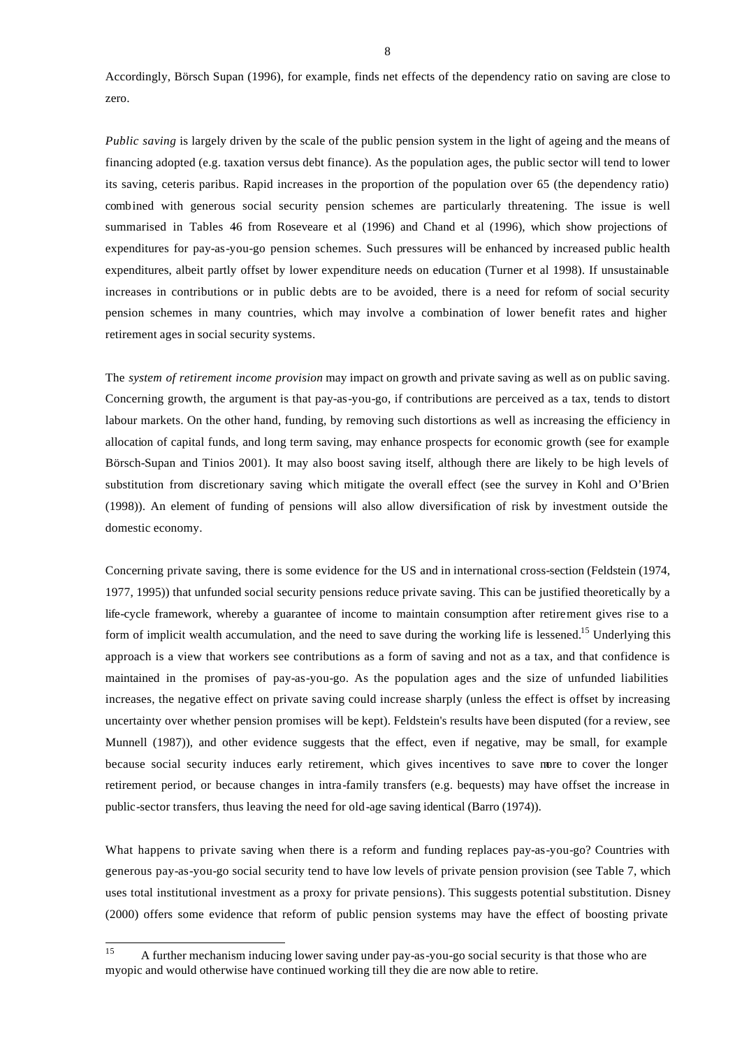Accordingly, Börsch Supan (1996), for example, finds net effects of the dependency ratio on saving are close to zero.

*Public saving* is largely driven by the scale of the public pension system in the light of ageing and the means of financing adopted (e.g. taxation versus debt finance). As the population ages, the public sector will tend to lower its saving, ceteris paribus. Rapid increases in the proportion of the population over 65 (the dependency ratio) combined with generous social security pension schemes are particularly threatening. The issue is well summarised in Tables 4-6 from Roseveare et al (1996) and Chand et al (1996), which show projections of expenditures for pay-as-you-go pension schemes. Such pressures will be enhanced by increased public health expenditures, albeit partly offset by lower expenditure needs on education (Turner et al 1998). If unsustainable increases in contributions or in public debts are to be avoided, there is a need for reform of social security pension schemes in many countries, which may involve a combination of lower benefit rates and higher retirement ages in social security systems.

The *system of retirement income provision* may impact on growth and private saving as well as on public saving. Concerning growth, the argument is that pay-as-you-go, if contributions are perceived as a tax, tends to distort labour markets. On the other hand, funding, by removing such distortions as well as increasing the efficiency in allocation of capital funds, and long term saving, may enhance prospects for economic growth (see for example Börsch-Supan and Tinios 2001). It may also boost saving itself, although there are likely to be high levels of substitution from discretionary saving which mitigate the overall effect (see the survey in Kohl and O'Brien (1998)). An element of funding of pensions will also allow diversification of risk by investment outside the domestic economy.

Concerning private saving, there is some evidence for the US and in international cross-section (Feldstein (1974, 1977, 1995)) that unfunded social security pensions reduce private saving. This can be justified theoretically by a life-cycle framework, whereby a guarantee of income to maintain consumption after retirement gives rise to a form of implicit wealth accumulation, and the need to save during the working life is lessened.[15] Underlying this approach is a view that workers see contributions as a form of saving and not as a tax, and that confidence is maintained in the promises of pay-as-you-go. As the population ages and the size of unfunded liabilities increases, the negative effect on private saving could increase sharply (unless the effect is offset by increasing uncertainty over whether pension promises will be kept). Feldstein's results have been disputed (for a review, see Munnell (1987)), and other evidence suggests that the effect, even if negative, may be small, for example because social security induces early retirement, which gives incentives to save more to cover the longer retirement period, or because changes in intra-family transfers (e.g. bequests) may have offset the increase in public-sector transfers, thus leaving the need for old-age saving identical (Barro (1974)).

What happens to private saving when there is a reform and funding replaces pay-as-you-go? Countries with generous pay-as-you-go social security tend to have low levels of private pension provision (see Table 7, which uses total institutional investment as a proxy for private pensions). This suggests potential substitution. Disney (2000) offers some evidence that reform of public pension systems may have the effect of boosting private

---

[15] A further mechanism inducing lower saving under pay-as-you-go social security is that those who are myopic and would otherwise have continued working till they die are now able to retire.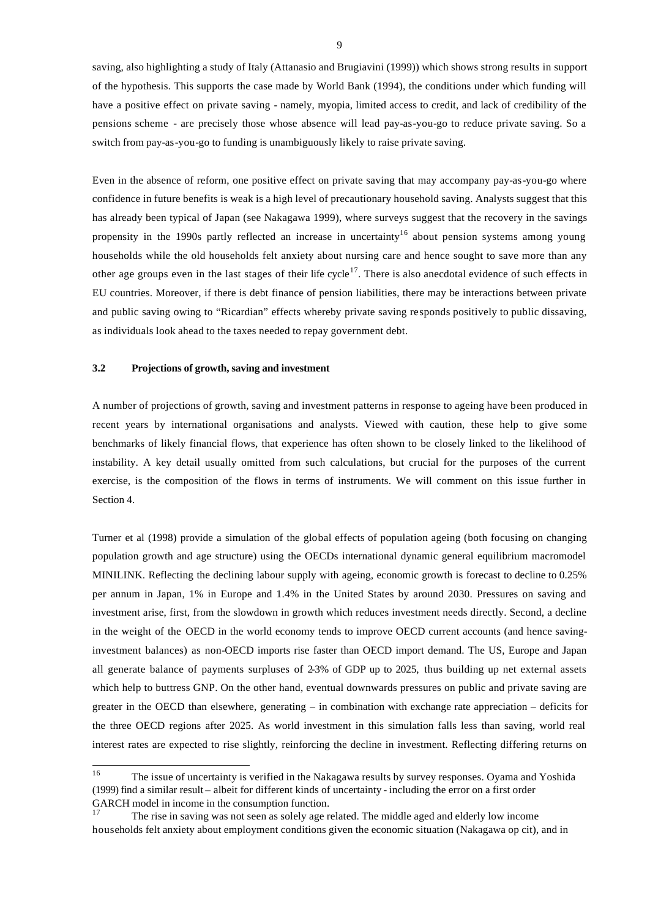saving, also highlighting a study of Italy (Attanasio and Brugiavini (1999)) which shows strong results in support of the hypothesis. This supports the case made by World Bank (1994), the conditions under which funding will have a positive effect on private saving - namely, myopia, limited access to credit, and lack of credibility of the pensions scheme - are precisely those whose absence will lead pay-as-you-go to reduce private saving. So a switch from pay-as-you-go to funding is unambiguously likely to raise private saving.

Even in the absence of reform, one positive effect on private saving that may accompany pay-as-you-go where confidence in future benefits is weak is a high level of precautionary household saving. Analysts suggest that this has already been typical of Japan (see Nakagawa 1999), where surveys suggest that the recovery in the savings propensity in the 1990s partly reflected an increase in uncertainty[16] about pension systems among young households while the old households felt anxiety about nursing care and hence sought to save more than any other age groups even in the last stages of their life cycle[17]. There is also anecdotal evidence of such effects in EU countries. Moreover, if there is debt finance of pension liabilities, there may be interactions between private and public saving owing to "Ricardian" effects whereby private saving responds positively to public dissaving, as individuals look ahead to the taxes needed to repay government debt.

### 3.2 Projections of growth, saving and investment

A number of projections of growth, saving and investment patterns in response to ageing have been produced in recent years by international organisations and analysts. Viewed with caution, these help to give some benchmarks of likely financial flows, that experience has often shown to be closely linked to the likelihood of instability. A key detail usually omitted from such calculations, but crucial for the purposes of the current exercise, is the composition of the flows in terms of instruments. We will comment on this issue further in Section 4.

Turner et al (1998) provide a simulation of the global effects of population ageing (both focusing on changing population growth and age structure) using the OECDs international dynamic general equilibrium macromodel MINILINK. Reflecting the declining labour supply with ageing, economic growth is forecast to decline to 0.25% per annum in Japan, 1% in Europe and 1.4% in the United States by around 2030. Pressures on saving and investment arise, first, from the slowdown in growth which reduces investment needs directly. Second, a decline in the weight of the OECD in the world economy tends to improve OECD current accounts (and hence saving-investment balances) as non-OECD imports rise faster than OECD import demand. The US, Europe and Japan all generate balance of payments surpluses of 2-3% of GDP up to 2025, thus building up net external assets which help to buttress GNP. On the other hand, eventual downwards pressures on public and private saving are greater in the OECD than elsewhere, generating – in combination with exchange rate appreciation – deficits for the three OECD regions after 2025. As world investment in this simulation falls less than saving, world real interest rates are expected to rise slightly, reinforcing the decline in investment. Reflecting differing returns on

---

[16] The issue of uncertainty is verified in the Nakagawa results by survey responses. Oyama and Yoshida (1999) find a similar result – albeit for different kinds of uncertainty - including the error on a first order GARCH model in income in the consumption function.

[17] The rise in saving was not seen as solely age related. The middle aged and elderly low income households felt anxiety about employment conditions given the economic situation (Nakagawa op cit), and in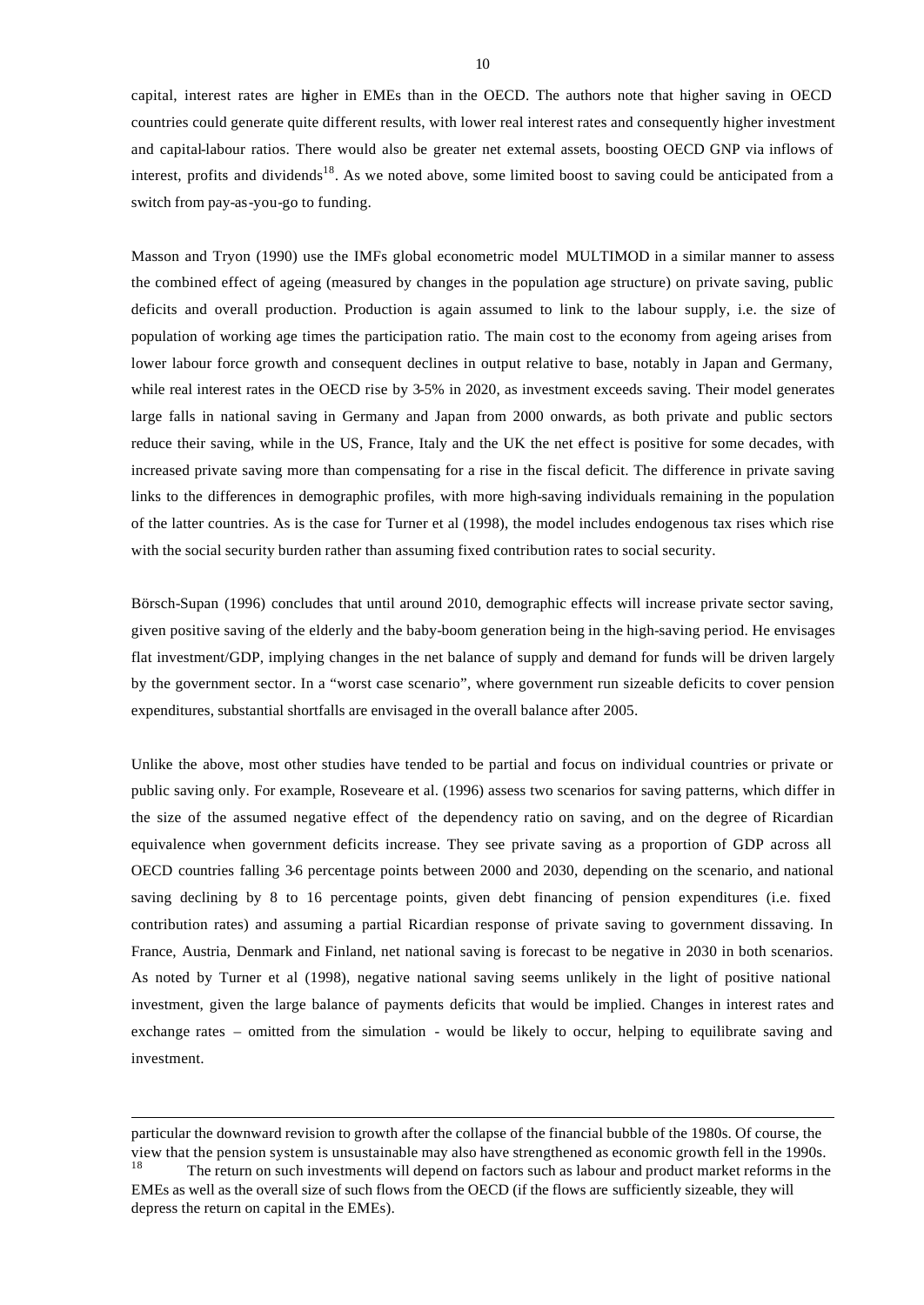capital, interest rates are higher in EMEs than in the OECD. The authors note that higher saving in OECD countries could generate quite different results, with lower real interest rates and consequently higher investment and capital-labour ratios. There would also be greater net external assets, boosting OECD GNP via inflows of interest, profits and dividends[18]. As we noted above, some limited boost to saving could be anticipated from a switch from pay-as-you-go to funding.

Masson and Tryon (1990) use the IMFs global econometric model MULTIMOD in a similar manner to assess the combined effect of ageing (measured by changes in the population age structure) on private saving, public deficits and overall production. Production is again assumed to link to the labour supply, i.e. the size of population of working age times the participation ratio. The main cost to the economy from ageing arises from lower labour force growth and consequent declines in output relative to base, notably in Japan and Germany, while real interest rates in the OECD rise by 3-5% in 2020, as investment exceeds saving. Their model generates large falls in national saving in Germany and Japan from 2000 onwards, as both private and public sectors reduce their saving, while in the US, France, Italy and the UK the net effect is positive for some decades, with increased private saving more than compensating for a rise in the fiscal deficit. The difference in private saving links to the differences in demographic profiles, with more high-saving individuals remaining in the population of the latter countries. As is the case for Turner et al (1998), the model includes endogenous tax rises which rise with the social security burden rather than assuming fixed contribution rates to social security.

Börsch-Supan (1996) concludes that until around 2010, demographic effects will increase private sector saving, given positive saving of the elderly and the baby-boom generation being in the high-saving period. He envisages flat investment/GDP, implying changes in the net balance of supply and demand for funds will be driven largely by the government sector. In a "worst case scenario", where government run sizeable deficits to cover pension expenditures, substantial shortfalls are envisaged in the overall balance after 2005.

Unlike the above, most other studies have tended to be partial and focus on individual countries or private or public saving only. For example, Roseveare et al. (1996) assess two scenarios for saving patterns, which differ in the size of the assumed negative effect of the dependency ratio on saving, and on the degree of Ricardian equivalence when government deficits increase. They see private saving as a proportion of GDP across all OECD countries falling 3-6 percentage points between 2000 and 2030, depending on the scenario, and national saving declining by 8 to 16 percentage points, given debt financing of pension expenditures (i.e. fixed contribution rates) and assuming a partial Ricardian response of private saving to government dissaving. In France, Austria, Denmark and Finland, net national saving is forecast to be negative in 2030 in both scenarios. As noted by Turner et al (1998), negative national saving seems unlikely in the light of positive national investment, given the large balance of payments deficits that would be implied. Changes in interest rates and exchange rates – omitted from the simulation - would be likely to occur, helping to equilibrate saving and investment.

---

particular the downward revision to growth after the collapse of the financial bubble of the 1980s. Of course, the view that the pension system is unsustainable may also have strengthened as economic growth fell in the 1990s.

[18] The return on such investments will depend on factors such as labour and product market reforms in the EMEs as well as the overall size of such flows from the OECD (if the flows are sufficiently sizeable, they will depress the return on capital in the EMEs).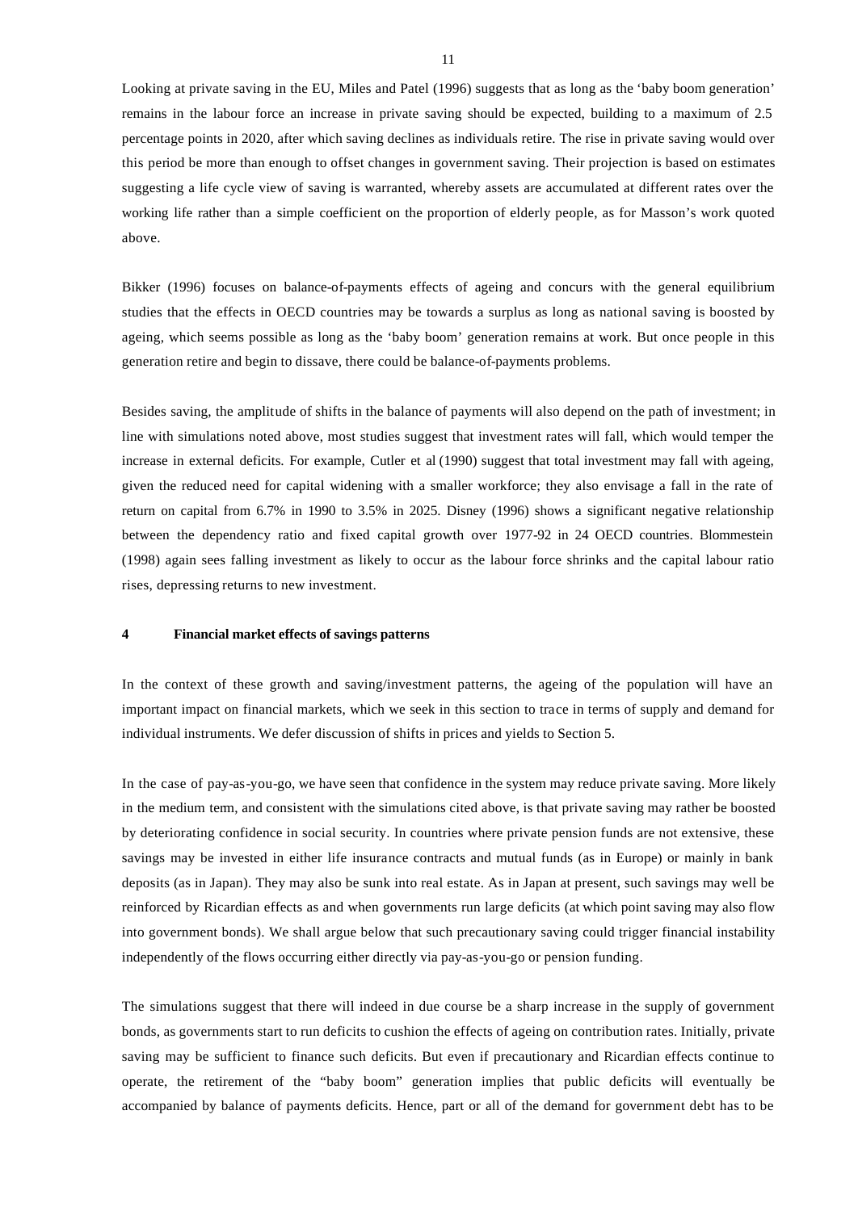Looking at private saving in the EU, Miles and Patel (1996) suggests that as long as the 'baby boom generation' remains in the labour force an increase in private saving should be expected, building to a maximum of 2.5 percentage points in 2020, after which saving declines as individuals retire. The rise in private saving would over this period be more than enough to offset changes in government saving. Their projection is based on estimates suggesting a life cycle view of saving is warranted, whereby assets are accumulated at different rates over the working life rather than a simple coefficient on the proportion of elderly people, as for Masson's work quoted above.

Bikker (1996) focuses on balance-of-payments effects of ageing and concurs with the general equilibrium studies that the effects in OECD countries may be towards a surplus as long as national saving is boosted by ageing, which seems possible as long as the 'baby boom' generation remains at work. But once people in this generation retire and begin to dissave, there could be balance-of-payments problems.

Besides saving, the amplitude of shifts in the balance of payments will also depend on the path of investment; in line with simulations noted above, most studies suggest that investment rates will fall, which would temper the increase in external deficits. For example, Cutler et al (1990) suggest that total investment may fall with ageing, given the reduced need for capital widening with a smaller workforce; they also envisage a fall in the rate of return on capital from 6.7% in 1990 to 3.5% in 2025. Disney (1996) shows a significant negative relationship between the dependency ratio and fixed capital growth over 1977-92 in 24 OECD countries. Blommestein (1998) again sees falling investment as likely to occur as the labour force shrinks and the capital labour ratio rises, depressing returns to new investment.

## 4 Financial market effects of savings patterns

In the context of these growth and saving/investment patterns, the ageing of the population will have an important impact on financial markets, which we seek in this section to trace in terms of supply and demand for individual instruments. We defer discussion of shifts in prices and yields to Section 5.

In the case of pay-as-you-go, we have seen that confidence in the system may reduce private saving. More likely in the medium term, and consistent with the simulations cited above, is that private saving may rather be boosted by deteriorating confidence in social security. In countries where private pension funds are not extensive, these savings may be invested in either life insurance contracts and mutual funds (as in Europe) or mainly in bank deposits (as in Japan). They may also be sunk into real estate. As in Japan at present, such savings may well be reinforced by Ricardian effects as and when governments run large deficits (at which point saving may also flow into government bonds). We shall argue below that such precautionary saving could trigger financial instability independently of the flows occurring either directly via pay-as-you-go or pension funding.

The simulations suggest that there will indeed in due course be a sharp increase in the supply of government bonds, as governments start to run deficits to cushion the effects of ageing on contribution rates. Initially, private saving may be sufficient to finance such deficits. But even if precautionary and Ricardian effects continue to operate, the retirement of the "baby boom" generation implies that public deficits will eventually be accompanied by balance of payments deficits. Hence, part or all of the demand for government debt has to be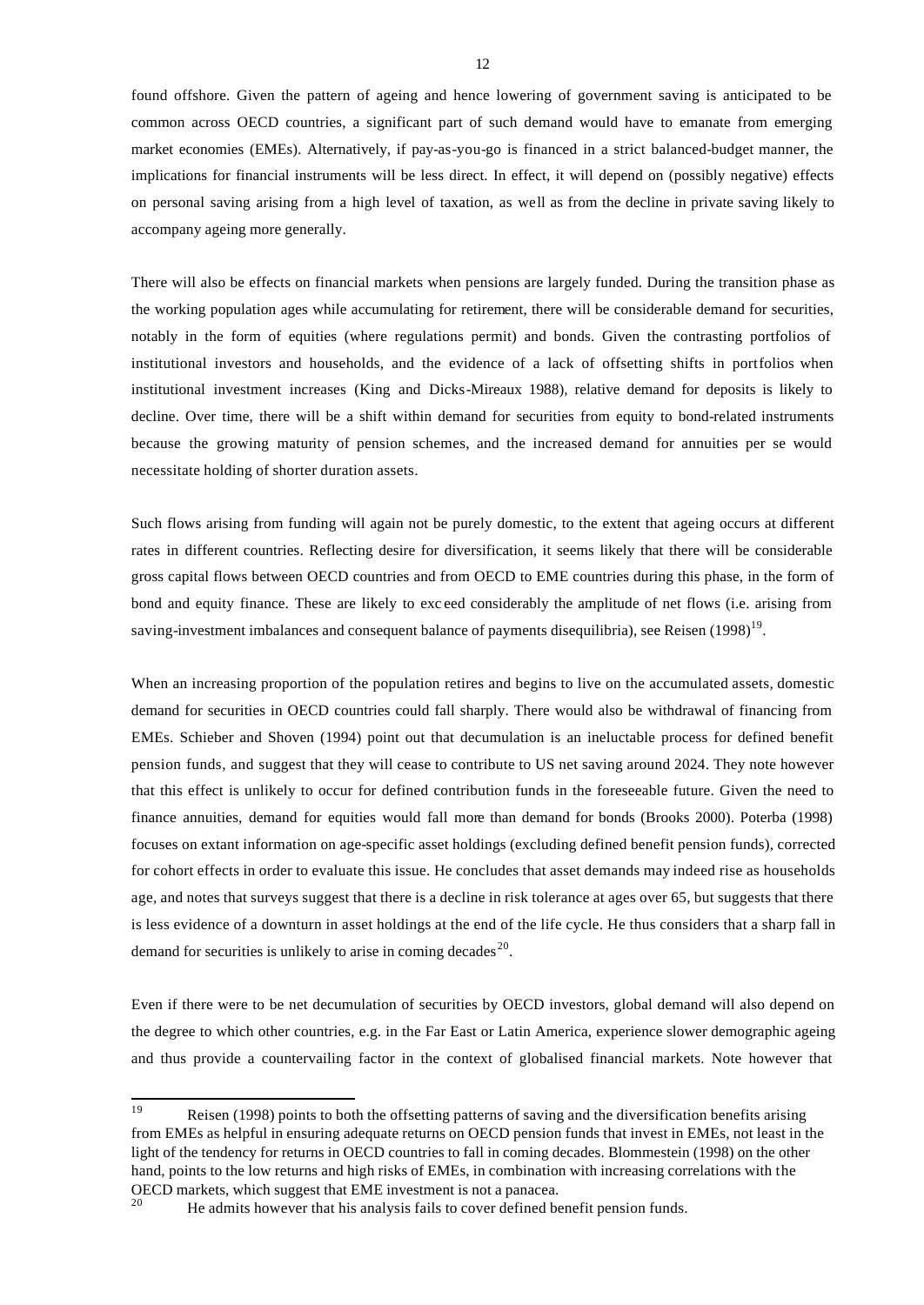found offshore. Given the pattern of ageing and hence lowering of government saving is anticipated to be common across OECD countries, a significant part of such demand would have to emanate from emerging market economies (EMEs). Alternatively, if pay-as-you-go is financed in a strict balanced-budget manner, the implications for financial instruments will be less direct. In effect, it will depend on (possibly negative) effects on personal saving arising from a high level of taxation, as well as from the decline in private saving likely to accompany ageing more generally.

There will also be effects on financial markets when pensions are largely funded. During the transition phase as the working population ages while accumulating for retirement, there will be considerable demand for securities, notably in the form of equities (where regulations permit) and bonds. Given the contrasting portfolios of institutional investors and households, and the evidence of a lack of offsetting shifts in portfolios when institutional investment increases (King and Dicks-Mireaux 1988), relative demand for deposits is likely to decline. Over time, there will be a shift within demand for securities from equity to bond-related instruments because the growing maturity of pension schemes, and the increased demand for annuities per se would necessitate holding of shorter duration assets.

Such flows arising from funding will again not be purely domestic, to the extent that ageing occurs at different rates in different countries. Reflecting desire for diversification, it seems likely that there will be considerable gross capital flows between OECD countries and from OECD to EME countries during this phase, in the form of bond and equity finance. These are likely to exceed considerably the amplitude of net flows (i.e. arising from saving-investment imbalances and consequent balance of payments disequilibria), see Reisen (1998)[19].

When an increasing proportion of the population retires and begins to live on the accumulated assets, domestic demand for securities in OECD countries could fall sharply. There would also be withdrawal of financing from EMEs. Schieber and Shoven (1994) point out that decumulation is an ineluctable process for defined benefit pension funds, and suggest that they will cease to contribute to US net saving around 2024. They note however that this effect is unlikely to occur for defined contribution funds in the foreseeable future. Given the need to finance annuities, demand for equities would fall more than demand for bonds (Brooks 2000). Poterba (1998) focuses on extant information on age-specific asset holdings (excluding defined benefit pension funds), corrected for cohort effects in order to evaluate this issue. He concludes that asset demands may indeed rise as households age, and notes that surveys suggest that there is a decline in risk tolerance at ages over 65, but suggests that there is less evidence of a downturn in asset holdings at the end of the life cycle. He thus considers that a sharp fall in demand for securities is unlikely to arise in coming decades[20].

Even if there were to be net decumulation of securities by OECD investors, global demand will also depend on the degree to which other countries, e.g. in the Far East or Latin America, experience slower demographic ageing and thus provide a countervailing factor in the context of globalised financial markets. Note however that

---

[19] Reisen (1998) points to both the offsetting patterns of saving and the diversification benefits arising from EMEs as helpful in ensuring adequate returns on OECD pension funds that invest in EMEs, not least in the light of the tendency for returns in OECD countries to fall in coming decades. Blommestein (1998) on the other hand, points to the low returns and high risks of EMEs, in combination with increasing correlations with the OECD markets, which suggest that EME investment is not a panacea.

[20] He admits however that his analysis fails to cover defined benefit pension funds.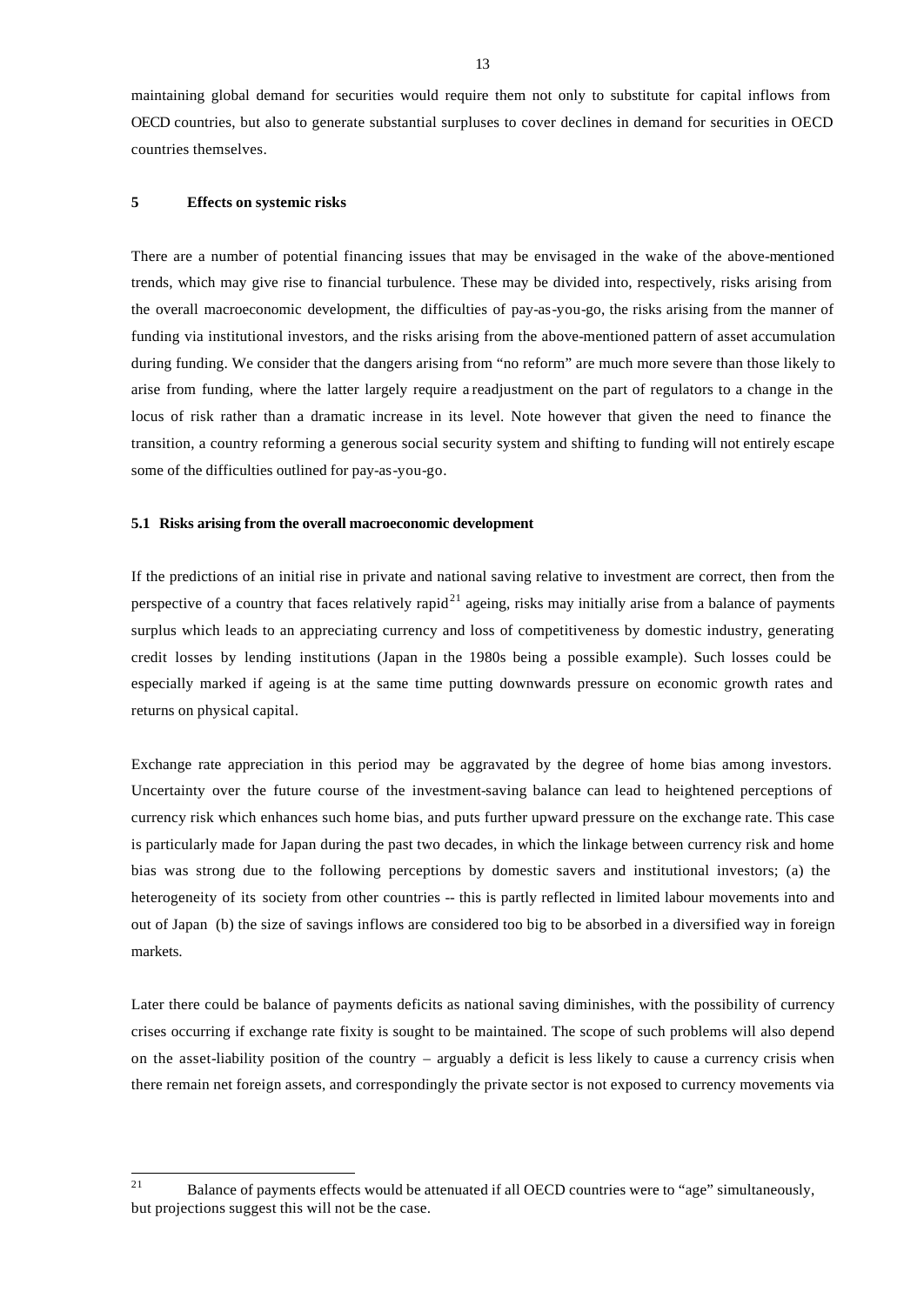maintaining global demand for securities would require them not only to substitute for capital inflows from OECD countries, but also to generate substantial surpluses to cover declines in demand for securities in OECD countries themselves.

## 5 Effects on systemic risks

There are a number of potential financing issues that may be envisaged in the wake of the above-mentioned trends, which may give rise to financial turbulence. These may be divided into, respectively, risks arising from the overall macroeconomic development, the difficulties of pay-as-you-go, the risks arising from the manner of funding via institutional investors, and the risks arising from the above-mentioned pattern of asset accumulation during funding. We consider that the dangers arising from "no reform" are much more severe than those likely to arise from funding, where the latter largely require a readjustment on the part of regulators to a change in the locus of risk rather than a dramatic increase in its level. Note however that given the need to finance the transition, a country reforming a generous social security system and shifting to funding will not entirely escape some of the difficulties outlined for pay-as-you-go.

### 5.1 Risks arising from the overall macroeconomic development

If the predictions of an initial rise in private and national saving relative to investment are correct, then from the perspective of a country that faces relatively rapid[21] ageing, risks may initially arise from a balance of payments surplus which leads to an appreciating currency and loss of competitiveness by domestic industry, generating credit losses by lending institutions (Japan in the 1980s being a possible example). Such losses could be especially marked if ageing is at the same time putting downwards pressure on economic growth rates and returns on physical capital.

Exchange rate appreciation in this period may be aggravated by the degree of home bias among investors. Uncertainty over the future course of the investment-saving balance can lead to heightened perceptions of currency risk which enhances such home bias, and puts further upward pressure on the exchange rate. This case is particularly made for Japan during the past two decades, in which the linkage between currency risk and home bias was strong due to the following perceptions by domestic savers and institutional investors; (a) the heterogeneity of its society from other countries -- this is partly reflected in limited labour movements into and out of Japan (b) the size of savings inflows are considered too big to be absorbed in a diversified way in foreign markets.

Later there could be balance of payments deficits as national saving diminishes, with the possibility of currency crises occurring if exchange rate fixity is sought to be maintained. The scope of such problems will also depend on the asset-liability position of the country – arguably a deficit is less likely to cause a currency crisis when there remain net foreign assets, and correspondingly the private sector is not exposed to currency movements via

---

[21] Balance of payments effects would be attenuated if all OECD countries were to "age" simultaneously, but projections suggest this will not be the case.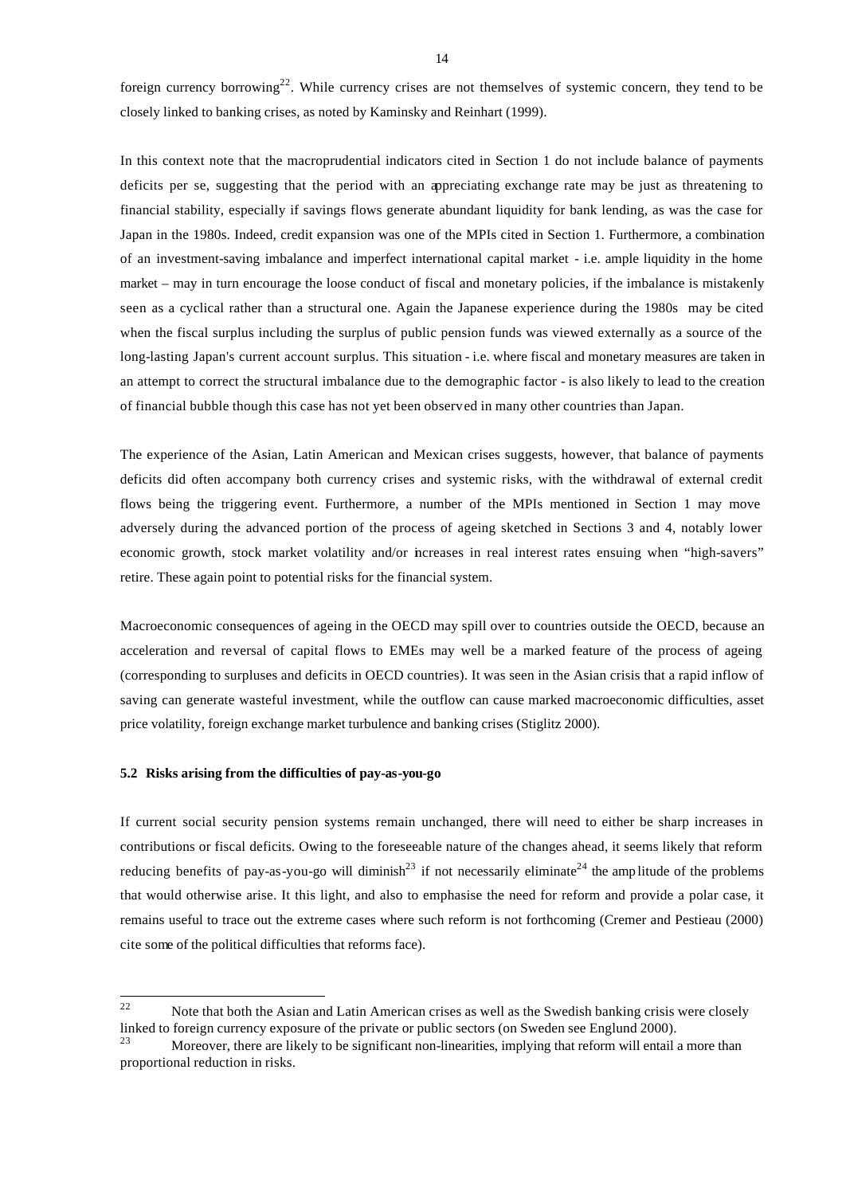foreign currency borrowing[22]. While currency crises are not themselves of systemic concern, they tend to be closely linked to banking crises, as noted by Kaminsky and Reinhart (1999).

In this context note that the macroprudential indicators cited in Section 1 do not include balance of payments deficits per se, suggesting that the period with an appreciating exchange rate may be just as threatening to financial stability, especially if savings flows generate abundant liquidity for bank lending, as was the case for Japan in the 1980s. Indeed, credit expansion was one of the MPIs cited in Section 1. Furthermore, a combination of an investment-saving imbalance and imperfect international capital market - i.e. ample liquidity in the home market – may in turn encourage the loose conduct of fiscal and monetary policies, if the imbalance is mistakenly seen as a cyclical rather than a structural one. Again the Japanese experience during the 1980s may be cited when the fiscal surplus including the surplus of public pension funds was viewed externally as a source of the long-lasting Japan's current account surplus. This situation - i.e. where fiscal and monetary measures are taken in an attempt to correct the structural imbalance due to the demographic factor - is also likely to lead to the creation of financial bubble though this case has not yet been observed in many other countries than Japan.

The experience of the Asian, Latin American and Mexican crises suggests, however, that balance of payments deficits did often accompany both currency crises and systemic risks, with the withdrawal of external credit flows being the triggering event. Furthermore, a number of the MPIs mentioned in Section 1 may move adversely during the advanced portion of the process of ageing sketched in Sections 3 and 4, notably lower economic growth, stock market volatility and/or increases in real interest rates ensuing when "high-savers" retire. These again point to potential risks for the financial system.

Macroeconomic consequences of ageing in the OECD may spill over to countries outside the OECD, because an acceleration and reversal of capital flows to EMEs may well be a marked feature of the process of ageing (corresponding to surpluses and deficits in OECD countries). It was seen in the Asian crisis that a rapid inflow of saving can generate wasteful investment, while the outflow can cause marked macroeconomic difficulties, asset price volatility, foreign exchange market turbulence and banking crises (Stiglitz 2000).

### 5.2 Risks arising from the difficulties of pay-as-you-go

If current social security pension systems remain unchanged, there will need to either be sharp increases in contributions or fiscal deficits. Owing to the foreseeable nature of the changes ahead, it seems likely that reform reducing benefits of pay-as-you-go will diminish[23] if not necessarily eliminate[24] the amplitude of the problems that would otherwise arise. It this light, and also to emphasise the need for reform and provide a polar case, it remains useful to trace out the extreme cases where such reform is not forthcoming (Cremer and Pestieau (2000) cite some of the political difficulties that reforms face).

---

[22] Note that both the Asian and Latin American crises as well as the Swedish banking crisis were closely linked to foreign currency exposure of the private or public sectors (on Sweden see Englund 2000).

[23] Moreover, there are likely to be significant non-linearities, implying that reform will entail a more than proportional reduction in risks.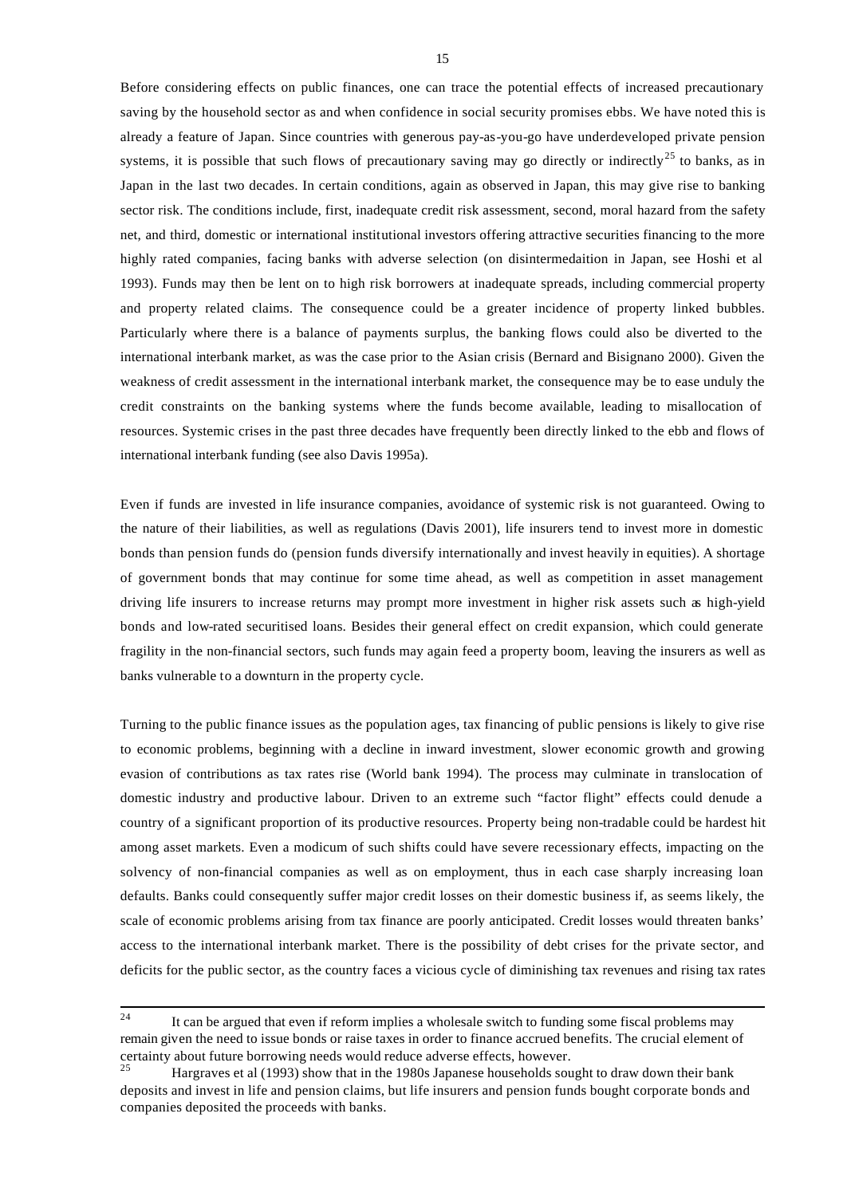Before considering effects on public finances, one can trace the potential effects of increased precautionary saving by the household sector as and when confidence in social security promises ebbs. We have noted this is already a feature of Japan. Since countries with generous pay-as-you-go have underdeveloped private pension systems, it is possible that such flows of precautionary saving may go directly or indirectly[25] to banks, as in Japan in the last two decades. In certain conditions, again as observed in Japan, this may give rise to banking sector risk. The conditions include, first, inadequate credit risk assessment, second, moral hazard from the safety net, and third, domestic or international institutional investors offering attractive securities financing to the more highly rated companies, facing banks with adverse selection (on disintermedaition in Japan, see Hoshi et al 1993). Funds may then be lent on to high risk borrowers at inadequate spreads, including commercial property and property related claims. The consequence could be a greater incidence of property linked bubbles. Particularly where there is a balance of payments surplus, the banking flows could also be diverted to the international interbank market, as was the case prior to the Asian crisis (Bernard and Bisignano 2000). Given the weakness of credit assessment in the international interbank market, the consequence may be to ease unduly the credit constraints on the banking systems where the funds become available, leading to misallocation of resources. Systemic crises in the past three decades have frequently been directly linked to the ebb and flows of international interbank funding (see also Davis 1995a).

Even if funds are invested in life insurance companies, avoidance of systemic risk is not guaranteed. Owing to the nature of their liabilities, as well as regulations (Davis 2001), life insurers tend to invest more in domestic bonds than pension funds do (pension funds diversify internationally and invest heavily in equities). A shortage of government bonds that may continue for some time ahead, as well as competition in asset management driving life insurers to increase returns may prompt more investment in higher risk assets such as high-yield bonds and low-rated securitised loans. Besides their general effect on credit expansion, which could generate fragility in the non-financial sectors, such funds may again feed a property boom, leaving the insurers as well as banks vulnerable to a downturn in the property cycle.

Turning to the public finance issues as the population ages, tax financing of public pensions is likely to give rise to economic problems, beginning with a decline in inward investment, slower economic growth and growing evasion of contributions as tax rates rise (World bank 1994). The process may culminate in translocation of domestic industry and productive labour. Driven to an extreme such "factor flight" effects could denude a country of a significant proportion of its productive resources. Property being non-tradable could be hardest hit among asset markets. Even a modicum of such shifts could have severe recessionary effects, impacting on the solvency of non-financial companies as well as on employment, thus in each case sharply increasing loan defaults. Banks could consequently suffer major credit losses on their domestic business if, as seems likely, the scale of economic problems arising from tax finance are poorly anticipated. Credit losses would threaten banks' access to the international interbank market. There is the possibility of debt crises for the private sector, and deficits for the public sector, as the country faces a vicious cycle of diminishing tax revenues and rising tax rates

---

[24] It can be argued that even if reform implies a wholesale switch to funding some fiscal problems may remain given the need to issue bonds or raise taxes in order to finance accrued benefits. The crucial element of certainty about future borrowing needs would reduce adverse effects, however.

[25] Hargraves et al (1993) show that in the 1980s Japanese households sought to draw down their bank deposits and invest in life and pension claims, but life insurers and pension funds bought corporate bonds and companies deposited the proceeds with banks.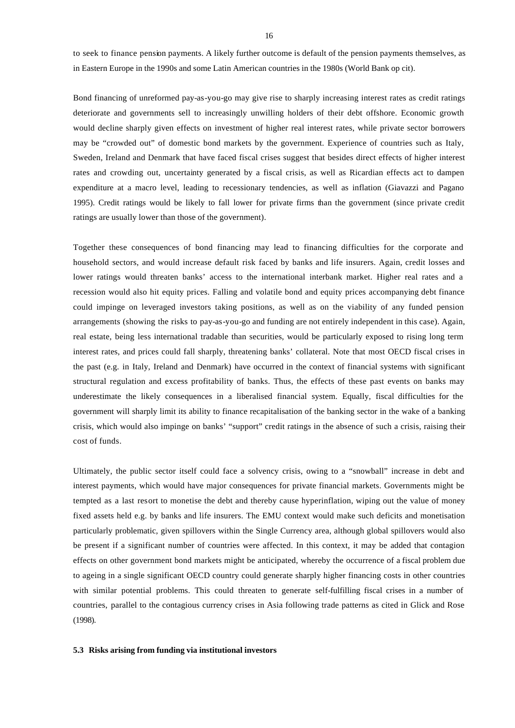to seek to finance pension payments. A likely further outcome is default of the pension payments themselves, as in Eastern Europe in the 1990s and some Latin American countries in the 1980s (World Bank op cit).

Bond financing of unreformed pay-as-you-go may give rise to sharply increasing interest rates as credit ratings deteriorate and governments sell to increasingly unwilling holders of their debt offshore. Economic growth would decline sharply given effects on investment of higher real interest rates, while private sector borrowers may be "crowded out" of domestic bond markets by the government. Experience of countries such as Italy, Sweden, Ireland and Denmark that have faced fiscal crises suggest that besides direct effects of higher interest rates and crowding out, uncertainty generated by a fiscal crisis, as well as Ricardian effects act to dampen expenditure at a macro level, leading to recessionary tendencies, as well as inflation (Giavazzi and Pagano 1995). Credit ratings would be likely to fall lower for private firms than the government (since private credit ratings are usually lower than those of the government).

Together these consequences of bond financing may lead to financing difficulties for the corporate and household sectors, and would increase default risk faced by banks and life insurers. Again, credit losses and lower ratings would threaten banks' access to the international interbank market. Higher real rates and a recession would also hit equity prices. Falling and volatile bond and equity prices accompanying debt finance could impinge on leveraged investors taking positions, as well as on the viability of any funded pension arrangements (showing the risks to pay-as-you-go and funding are not entirely independent in this case). Again, real estate, being less international tradable than securities, would be particularly exposed to rising long term interest rates, and prices could fall sharply, threatening banks' collateral. Note that most OECD fiscal crises in the past (e.g. in Italy, Ireland and Denmark) have occurred in the context of financial systems with significant structural regulation and excess profitability of banks. Thus, the effects of these past events on banks may underestimate the likely consequences in a liberalised financial system. Equally, fiscal difficulties for the government will sharply limit its ability to finance recapitalisation of the banking sector in the wake of a banking crisis, which would also impinge on banks' "support" credit ratings in the absence of such a crisis, raising their cost of funds.

Ultimately, the public sector itself could face a solvency crisis, owing to a "snowball" increase in debt and interest payments, which would have major consequences for private financial markets. Governments might be tempted as a last resort to monetise the debt and thereby cause hyperinflation, wiping out the value of money fixed assets held e.g. by banks and life insurers. The EMU context would make such deficits and monetisation particularly problematic, given spillovers within the Single Currency area, although global spillovers would also be present if a significant number of countries were affected. In this context, it may be added that contagion effects on other government bond markets might be anticipated, whereby the occurrence of a fiscal problem due to ageing in a single significant OECD country could generate sharply higher financing costs in other countries with similar potential problems. This could threaten to generate self-fulfilling fiscal crises in a number of countries, parallel to the contagious currency crises in Asia following trade patterns as cited in Glick and Rose (1998).

### 5.3 Risks arising from funding via institutional investors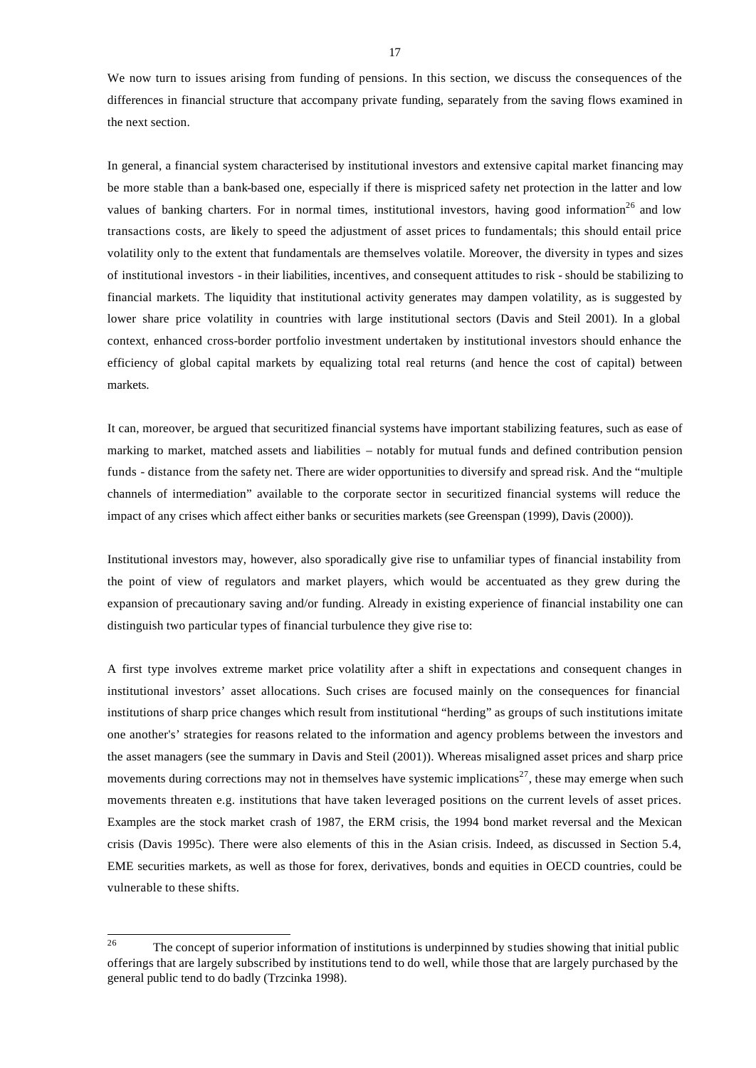We now turn to issues arising from funding of pensions. In this section, we discuss the consequences of the differences in financial structure that accompany private funding, separately from the saving flows examined in the next section.

In general, a financial system characterised by institutional investors and extensive capital market financing may be more stable than a bank-based one, especially if there is mispriced safety net protection in the latter and low values of banking charters. For in normal times, institutional investors, having good information[26] and low transactions costs, are likely to speed the adjustment of asset prices to fundamentals; this should entail price volatility only to the extent that fundamentals are themselves volatile. Moreover, the diversity in types and sizes of institutional investors - in their liabilities, incentives, and consequent attitudes to risk - should be stabilizing to financial markets. The liquidity that institutional activity generates may dampen volatility, as is suggested by lower share price volatility in countries with large institutional sectors (Davis and Steil 2001). In a global context, enhanced cross-border portfolio investment undertaken by institutional investors should enhance the efficiency of global capital markets by equalizing total real returns (and hence the cost of capital) between markets.

It can, moreover, be argued that securitized financial systems have important stabilizing features, such as ease of marking to market, matched assets and liabilities – notably for mutual funds and defined contribution pension funds - distance from the safety net. There are wider opportunities to diversify and spread risk. And the "multiple channels of intermediation" available to the corporate sector in securitized financial systems will reduce the impact of any crises which affect either banks or securities markets (see Greenspan (1999), Davis (2000)).

Institutional investors may, however, also sporadically give rise to unfamiliar types of financial instability from the point of view of regulators and market players, which would be accentuated as they grew during the expansion of precautionary saving and/or funding. Already in existing experience of financial instability one can distinguish two particular types of financial turbulence they give rise to:

A first type involves extreme market price volatility after a shift in expectations and consequent changes in institutional investors' asset allocations. Such crises are focused mainly on the consequences for financial institutions of sharp price changes which result from institutional "herding" as groups of such institutions imitate one another's' strategies for reasons related to the information and agency problems between the investors and the asset managers (see the summary in Davis and Steil (2001)). Whereas misaligned asset prices and sharp price movements during corrections may not in themselves have systemic implications[27], these may emerge when such movements threaten e.g. institutions that have taken leveraged positions on the current levels of asset prices. Examples are the stock market crash of 1987, the ERM crisis, the 1994 bond market reversal and the Mexican crisis (Davis 1995c). There were also elements of this in the Asian crisis. Indeed, as discussed in Section 5.4, EME securities markets, as well as those for forex, derivatives, bonds and equities in OECD countries, could be vulnerable to these shifts.

---

[26] The concept of superior information of institutions is underpinned by studies showing that initial public offerings that are largely subscribed by institutions tend to do well, while those that are largely purchased by the general public tend to do badly (Trzcinka 1998).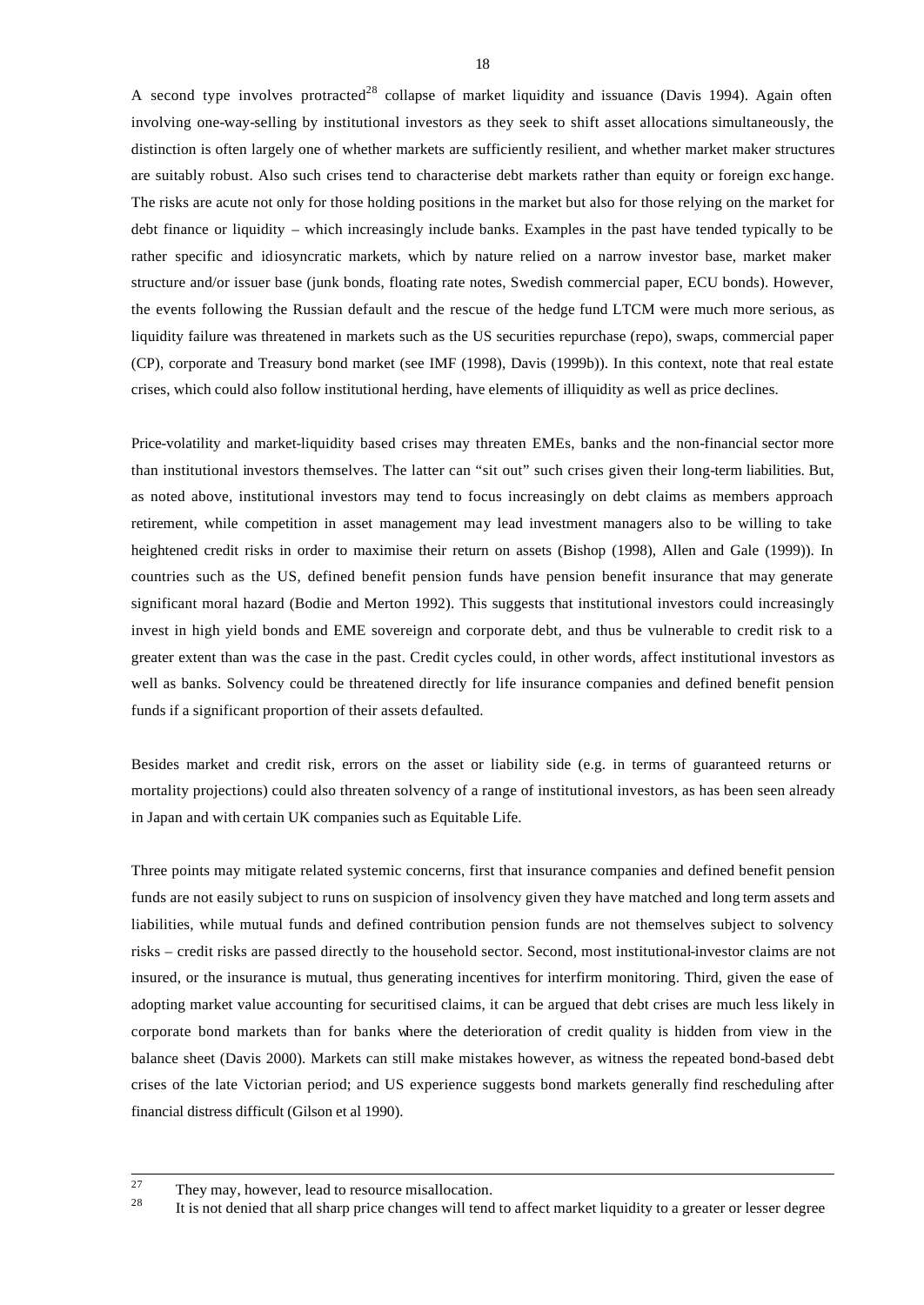A second type involves protracted[28] collapse of market liquidity and issuance (Davis 1994). Again often involving one-way-selling by institutional investors as they seek to shift asset allocations simultaneously, the distinction is often largely one of whether markets are sufficiently resilient, and whether market maker structures are suitably robust. Also such crises tend to characterise debt markets rather than equity or foreign exchange. The risks are acute not only for those holding positions in the market but also for those relying on the market for debt finance or liquidity – which increasingly include banks. Examples in the past have tended typically to be rather specific and idiosyncratic markets, which by nature relied on a narrow investor base, market maker structure and/or issuer base (junk bonds, floating rate notes, Swedish commercial paper, ECU bonds). However, the events following the Russian default and the rescue of the hedge fund LTCM were much more serious, as liquidity failure was threatened in markets such as the US securities repurchase (repo), swaps, commercial paper (CP), corporate and Treasury bond market (see IMF (1998), Davis (1999b)). In this context, note that real estate crises, which could also follow institutional herding, have elements of illiquidity as well as price declines.

Price-volatility and market-liquidity based crises may threaten EMEs, banks and the non-financial sector more than institutional investors themselves. The latter can "sit out" such crises given their long-term liabilities. But, as noted above, institutional investors may tend to focus increasingly on debt claims as members approach retirement, while competition in asset management may lead investment managers also to be willing to take heightened credit risks in order to maximise their return on assets (Bishop (1998), Allen and Gale (1999)). In countries such as the US, defined benefit pension funds have pension benefit insurance that may generate significant moral hazard (Bodie and Merton 1992). This suggests that institutional investors could increasingly invest in high yield bonds and EME sovereign and corporate debt, and thus be vulnerable to credit risk to a greater extent than was the case in the past. Credit cycles could, in other words, affect institutional investors as well as banks. Solvency could be threatened directly for life insurance companies and defined benefit pension funds if a significant proportion of their assets defaulted.

Besides market and credit risk, errors on the asset or liability side (e.g. in terms of guaranteed returns or mortality projections) could also threaten solvency of a range of institutional investors, as has been seen already in Japan and with certain UK companies such as Equitable Life.

Three points may mitigate related systemic concerns, first that insurance companies and defined benefit pension funds are not easily subject to runs on suspicion of insolvency given they have matched and long term assets and liabilities, while mutual funds and defined contribution pension funds are not themselves subject to solvency risks – credit risks are passed directly to the household sector. Second, most institutional-investor claims are not insured, or the insurance is mutual, thus generating incentives for interfirm monitoring. Third, given the ease of adopting market value accounting for securitised claims, it can be argued that debt crises are much less likely in corporate bond markets than for banks where the deterioration of credit quality is hidden from view in the balance sheet (Davis 2000). Markets can still make mistakes however, as witness the repeated bond-based debt crises of the late Victorian period; and US experience suggests bond markets generally find rescheduling after financial distress difficult (Gilson et al 1990).

---

[27] They may, however, lead to resource misallocation.

[28] It is not denied that all sharp price changes will tend to affect market liquidity to a greater or lesser degree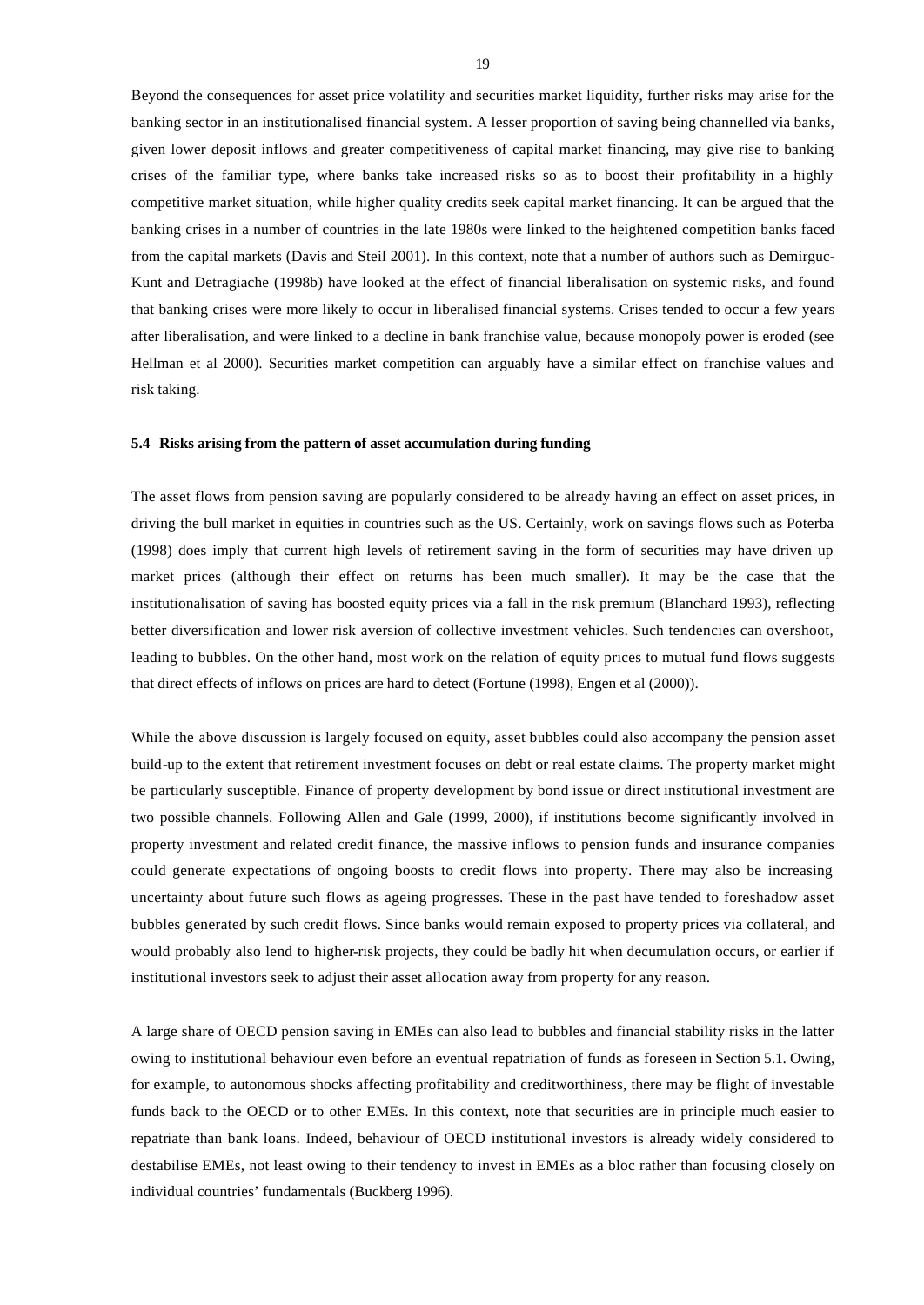Beyond the consequences for asset price volatility and securities market liquidity, further risks may arise for the banking sector in an institutionalised financial system. A lesser proportion of saving being channelled via banks, given lower deposit inflows and greater competitiveness of capital market financing, may give rise to banking crises of the familiar type, where banks take increased risks so as to boost their profitability in a highly competitive market situation, while higher quality credits seek capital market financing. It can be argued that the banking crises in a number of countries in the late 1980s were linked to the heightened competition banks faced from the capital markets (Davis and Steil 2001). In this context, note that a number of authors such as Demirguc-Kunt and Detragiache (1998b) have looked at the effect of financial liberalisation on systemic risks, and found that banking crises were more likely to occur in liberalised financial systems. Crises tended to occur a few years after liberalisation, and were linked to a decline in bank franchise value, because monopoly power is eroded (see Hellman et al 2000). Securities market competition can arguably have a similar effect on franchise values and risk taking.

### 5.4 Risks arising from the pattern of asset accumulation during funding

The asset flows from pension saving are popularly considered to be already having an effect on asset prices, in driving the bull market in equities in countries such as the US. Certainly, work on savings flows such as Poterba (1998) does imply that current high levels of retirement saving in the form of securities may have driven up market prices (although their effect on returns has been much smaller). It may be the case that the institutionalisation of saving has boosted equity prices via a fall in the risk premium (Blanchard 1993), reflecting better diversification and lower risk aversion of collective investment vehicles. Such tendencies can overshoot, leading to bubbles. On the other hand, most work on the relation of equity prices to mutual fund flows suggests that direct effects of inflows on prices are hard to detect (Fortune (1998), Engen et al (2000)).

While the above discussion is largely focused on equity, asset bubbles could also accompany the pension asset build-up to the extent that retirement investment focuses on debt or real estate claims. The property market might be particularly susceptible. Finance of property development by bond issue or direct institutional investment are two possible channels. Following Allen and Gale (1999, 2000), if institutions become significantly involved in property investment and related credit finance, the massive inflows to pension funds and insurance companies could generate expectations of ongoing boosts to credit flows into property. There may also be increasing uncertainty about future such flows as ageing progresses. These in the past have tended to foreshadow asset bubbles generated by such credit flows. Since banks would remain exposed to property prices via collateral, and would probably also lend to higher-risk projects, they could be badly hit when decumulation occurs, or earlier if institutional investors seek to adjust their asset allocation away from property for any reason.

A large share of OECD pension saving in EMEs can also lead to bubbles and financial stability risks in the latter owing to institutional behaviour even before an eventual repatriation of funds as foreseen in Section 5.1. Owing, for example, to autonomous shocks affecting profitability and creditworthiness, there may be flight of investable funds back to the OECD or to other EMEs. In this context, note that securities are in principle much easier to repatriate than bank loans. Indeed, behaviour of OECD institutional investors is already widely considered to destabilise EMEs, not least owing to their tendency to invest in EMEs as a bloc rather than focusing closely on individual countries' fundamentals (Buckberg 1996).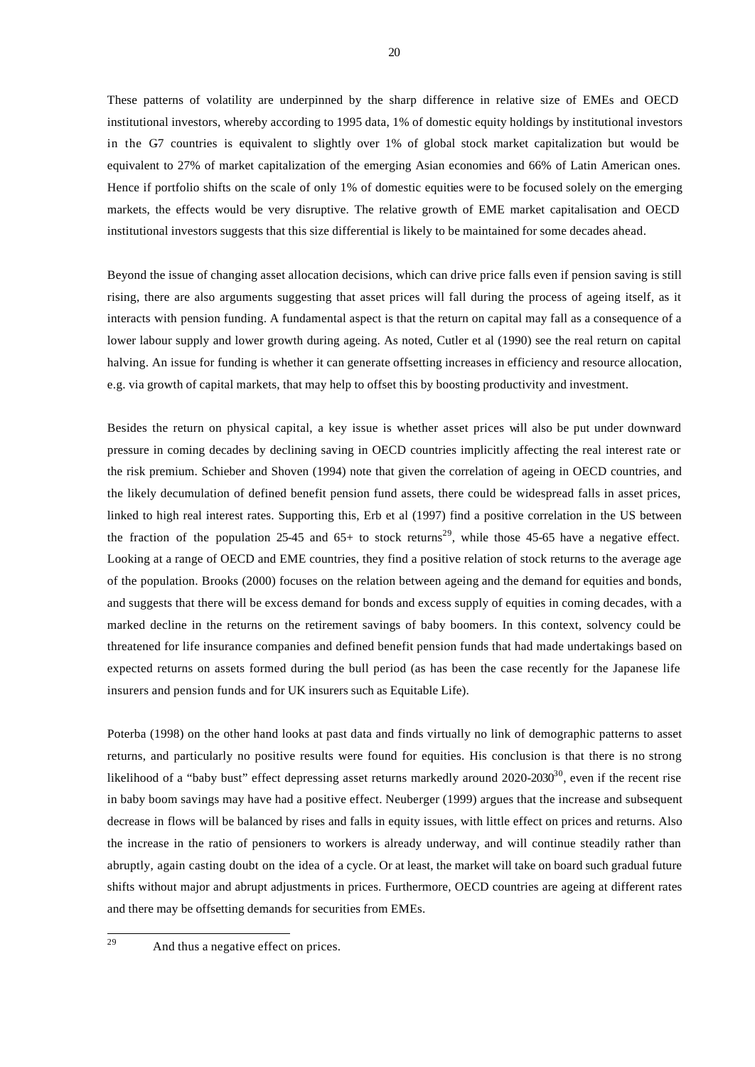These patterns of volatility are underpinned by the sharp difference in relative size of EMEs and OECD institutional investors, whereby according to 1995 data, 1% of domestic equity holdings by institutional investors in the G7 countries is equivalent to slightly over 1% of global stock market capitalization but would be equivalent to 27% of market capitalization of the emerging Asian economies and 66% of Latin American ones. Hence if portfolio shifts on the scale of only 1% of domestic equities were to be focused solely on the emerging markets, the effects would be very disruptive. The relative growth of EME market capitalisation and OECD institutional investors suggests that this size differential is likely to be maintained for some decades ahead.

Beyond the issue of changing asset allocation decisions, which can drive price falls even if pension saving is still rising, there are also arguments suggesting that asset prices will fall during the process of ageing itself, as it interacts with pension funding. A fundamental aspect is that the return on capital may fall as a consequence of a lower labour supply and lower growth during ageing. As noted, Cutler et al (1990) see the real return on capital halving. An issue for funding is whether it can generate offsetting increases in efficiency and resource allocation, e.g. via growth of capital markets, that may help to offset this by boosting productivity and investment.

Besides the return on physical capital, a key issue is whether asset prices will also be put under downward pressure in coming decades by declining saving in OECD countries implicitly affecting the real interest rate or the risk premium. Schieber and Shoven (1994) note that given the correlation of ageing in OECD countries, and the likely decumulation of defined benefit pension fund assets, there could be widespread falls in asset prices, linked to high real interest rates. Supporting this, Erb et al (1997) find a positive correlation in the US between the fraction of the population 25-45 and 65+ to stock returns[29], while those 45-65 have a negative effect. Looking at a range of OECD and EME countries, they find a positive relation of stock returns to the average age of the population. Brooks (2000) focuses on the relation between ageing and the demand for equities and bonds, and suggests that there will be excess demand for bonds and excess supply of equities in coming decades, with a marked decline in the returns on the retirement savings of baby boomers. In this context, solvency could be threatened for life insurance companies and defined benefit pension funds that had made undertakings based on expected returns on assets formed during the bull period (as has been the case recently for the Japanese life insurers and pension funds and for UK insurers such as Equitable Life).

Poterba (1998) on the other hand looks at past data and finds virtually no link of demographic patterns to asset returns, and particularly no positive results were found for equities. His conclusion is that there is no strong likelihood of a "baby bust" effect depressing asset returns markedly around 2020-2030[30], even if the recent rise in baby boom savings may have had a positive effect. Neuberger (1999) argues that the increase and subsequent decrease in flows will be balanced by rises and falls in equity issues, with little effect on prices and returns. Also the increase in the ratio of pensioners to workers is already underway, and will continue steadily rather than abruptly, again casting doubt on the idea of a cycle. Or at least, the market will take on board such gradual future shifts without major and abrupt adjustments in prices. Furthermore, OECD countries are ageing at different rates and there may be offsetting demands for securities from EMEs.

---

[29] And thus a negative effect on prices.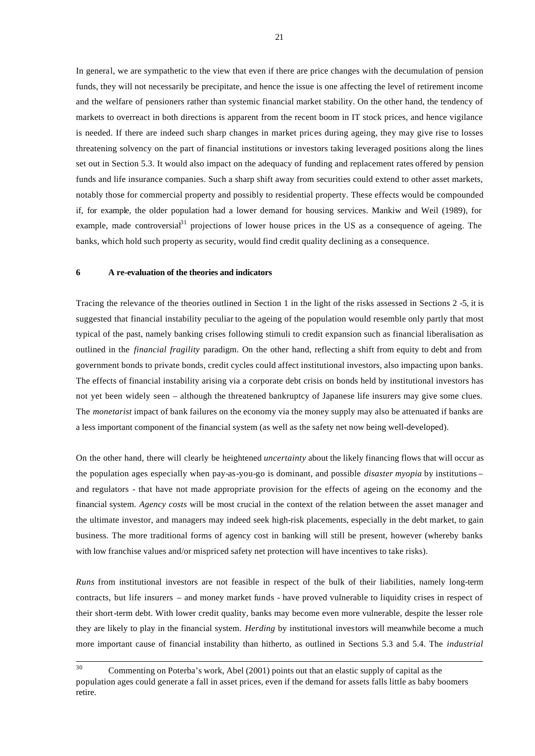In general, we are sympathetic to the view that even if there are price changes with the decumulation of pension funds, they will not necessarily be precipitate, and hence the issue is one affecting the level of retirement income and the welfare of pensioners rather than systemic financial market stability. On the other hand, the tendency of markets to overreact in both directions is apparent from the recent boom in IT stock prices, and hence vigilance is needed. If there are indeed such sharp changes in market prices during ageing, they may give rise to losses threatening solvency on the part of financial institutions or investors taking leveraged positions along the lines set out in Section 5.3. It would also impact on the adequacy of funding and replacement rates offered by pension funds and life insurance companies. Such a sharp shift away from securities could extend to other asset markets, notably those for commercial property and possibly to residential property. These effects would be compounded if, for example, the older population had a lower demand for housing services. Mankiw and Weil (1989), for example, made controversial[31] projections of lower house prices in the US as a consequence of ageing. The banks, which hold such property as security, would find credit quality declining as a consequence.

## 6 A re-evaluation of the theories and indicators

Tracing the relevance of the theories outlined in Section 1 in the light of the risks assessed in Sections 2 -5, it is suggested that financial instability peculiar to the ageing of the population would resemble only partly that most typical of the past, namely banking crises following stimuli to credit expansion such as financial liberalisation as outlined in the *financial fragility* paradigm. On the other hand, reflecting a shift from equity to debt and from government bonds to private bonds, credit cycles could affect institutional investors, also impacting upon banks. The effects of financial instability arising via a corporate debt crisis on bonds held by institutional investors has not yet been widely seen – although the threatened bankruptcy of Japanese life insurers may give some clues. The *monetarist* impact of bank failures on the economy via the money supply may also be attenuated if banks are a less important component of the financial system (as well as the safety net now being well-developed).

On the other hand, there will clearly be heightened *uncertainty* about the likely financing flows that will occur as the population ages especially when pay-as-you-go is dominant, and possible *disaster myopia* by institutions – and regulators - that have not made appropriate provision for the effects of ageing on the economy and the financial system. *Agency costs* will be most crucial in the context of the relation between the asset manager and the ultimate investor, and managers may indeed seek high-risk placements, especially in the debt market, to gain business. The more traditional forms of agency cost in banking will still be present, however (whereby banks with low franchise values and/or mispriced safety net protection will have incentives to take risks).

*Runs* from institutional investors are not feasible in respect of the bulk of their liabilities, namely long-term contracts, but life insurers – and money market funds - have proved vulnerable to liquidity crises in respect of their short-term debt. With lower credit quality, banks may become even more vulnerable, despite the lesser role they are likely to play in the financial system. *Herding* by institutional investors will meanwhile become a much more important cause of financial instability than hitherto, as outlined in Sections 5.3 and 5.4. The *industrial*

---

[30] Commenting on Poterba's work, Abel (2001) points out that an elastic supply of capital as the population ages could generate a fall in asset prices, even if the demand for assets falls little as baby boomers retire.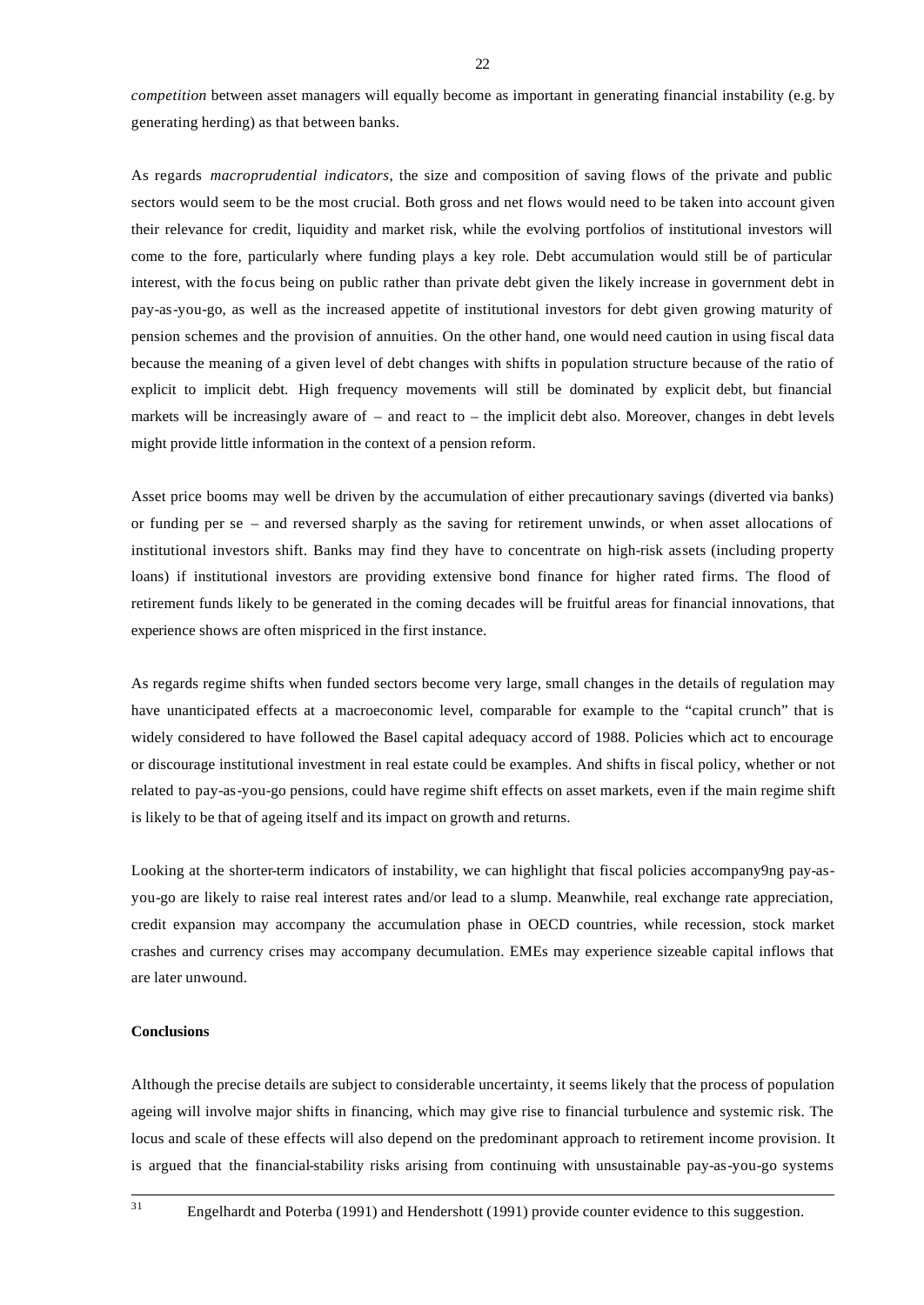*competition* between asset managers will equally become as important in generating financial instability (e.g. by generating herding) as that between banks.

As regards *macroprudential indicators*, the size and composition of saving flows of the private and public sectors would seem to be the most crucial. Both gross and net flows would need to be taken into account given their relevance for credit, liquidity and market risk, while the evolving portfolios of institutional investors will come to the fore, particularly where funding plays a key role. Debt accumulation would still be of particular interest, with the focus being on public rather than private debt given the likely increase in government debt in pay-as-you-go, as well as the increased appetite of institutional investors for debt given growing maturity of pension schemes and the provision of annuities. On the other hand, one would need caution in using fiscal data because the meaning of a given level of debt changes with shifts in population structure because of the ratio of explicit to implicit debt. High frequency movements will still be dominated by explicit debt, but financial markets will be increasingly aware of – and react to – the implicit debt also. Moreover, changes in debt levels might provide little information in the context of a pension reform.

Asset price booms may well be driven by the accumulation of either precautionary savings (diverted via banks) or funding per se – and reversed sharply as the saving for retirement unwinds, or when asset allocations of institutional investors shift. Banks may find they have to concentrate on high-risk assets (including property loans) if institutional investors are providing extensive bond finance for higher rated firms. The flood of retirement funds likely to be generated in the coming decades will be fruitful areas for financial innovations, that experience shows are often mispriced in the first instance.

As regards regime shifts when funded sectors become very large, small changes in the details of regulation may have unanticipated effects at a macroeconomic level, comparable for example to the "capital crunch" that is widely considered to have followed the Basel capital adequacy accord of 1988. Policies which act to encourage or discourage institutional investment in real estate could be examples. And shifts in fiscal policy, whether or not related to pay-as-you-go pensions, could have regime shift effects on asset markets, even if the main regime shift is likely to be that of ageing itself and its impact on growth and returns.

Looking at the shorter-term indicators of instability, we can highlight that fiscal policies accompany9ng pay-as-you-go are likely to raise real interest rates and/or lead to a slump. Meanwhile, real exchange rate appreciation, credit expansion may accompany the accumulation phase in OECD countries, while recession, stock market crashes and currency crises may accompany decumulation. EMEs may experience sizeable capital inflows that are later unwound.

**Conclusions**

Although the precise details are subject to considerable uncertainty, it seems likely that the process of population ageing will involve major shifts in financing, which may give rise to financial turbulence and systemic risk. The locus and scale of these effects will also depend on the predominant approach to retirement income provision. It is argued that the financial-stability risks arising from continuing with unsustainable pay-as-you-go systems

[31] Engelhardt and Poterba (1991) and Hendershott (1991) provide counter evidence to this suggestion.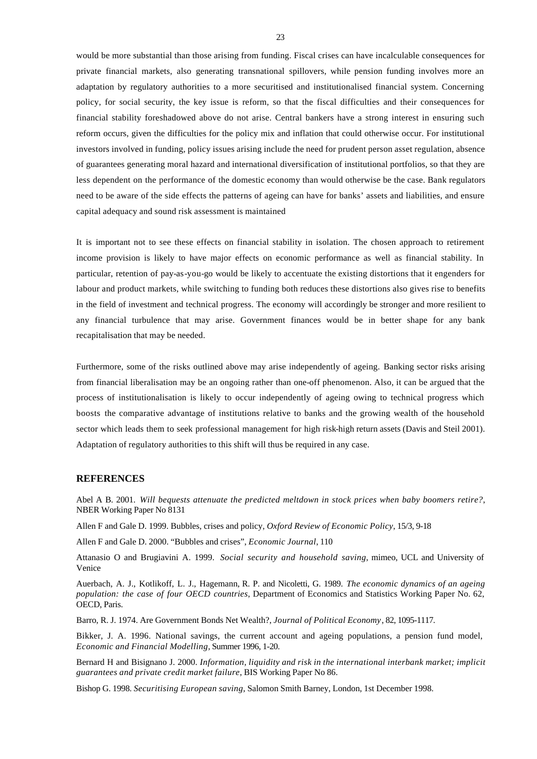would be more substantial than those arising from funding. Fiscal crises can have incalculable consequences for private financial markets, also generating transnational spillovers, while pension funding involves more an adaptation by regulatory authorities to a more securitised and institutionalised financial system. Concerning policy, for social security, the key issue is reform, so that the fiscal difficulties and their consequences for financial stability foreshadowed above do not arise. Central bankers have a strong interest in ensuring such reform occurs, given the difficulties for the policy mix and inflation that could otherwise occur. For institutional investors involved in funding, policy issues arising include the need for prudent person asset regulation, absence of guarantees generating moral hazard and international diversification of institutional portfolios, so that they are less dependent on the performance of the domestic economy than would otherwise be the case. Bank regulators need to be aware of the side effects the patterns of ageing can have for banks' assets and liabilities, and ensure capital adequacy and sound risk assessment is maintained

It is important not to see these effects on financial stability in isolation. The chosen approach to retirement income provision is likely to have major effects on economic performance as well as financial stability. In particular, retention of pay-as-you-go would be likely to accentuate the existing distortions that it engenders for labour and product markets, while switching to funding both reduces these distortions also gives rise to benefits in the field of investment and technical progress. The economy will accordingly be stronger and more resilient to any financial turbulence that may arise. Government finances would be in better shape for any bank recapitalisation that may be needed.

Furthermore, some of the risks outlined above may arise independently of ageing. Banking sector risks arising from financial liberalisation may be an ongoing rather than one-off phenomenon. Also, it can be argued that the process of institutionalisation is likely to occur independently of ageing owing to technical progress which boosts the comparative advantage of institutions relative to banks and the growing wealth of the household sector which leads them to seek professional management for high risk-high return assets (Davis and Steil 2001). Adaptation of regulatory authorities to this shift will thus be required in any case.

## REFERENCES

Abel A B. 2001. *Will bequests attenuate the predicted meltdown in stock prices when baby boomers retire?*, NBER Working Paper No 8131

Allen F and Gale D. 1999. Bubbles, crises and policy, *Oxford Review of Economic Policy*, 15/3, 9-18

Allen F and Gale D. 2000. "Bubbles and crises", *Economic Journal*, 110

Attanasio O and Brugiavini A. 1999. *Social security and household saving*, mimeo, UCL and University of Venice

Auerbach, A. J., Kotlikoff, L. J., Hagemann, R. P. and Nicoletti, G. 1989. *The economic dynamics of an ageing population: the case of four OECD countries*, Department of Economics and Statistics Working Paper No. 62, OECD, Paris.

Barro, R. J. 1974. Are Government Bonds Net Wealth?, *Journal of Political Economy*, 82, 1095-1117.

Bikker, J. A. 1996. National savings, the current account and ageing populations, a pension fund model, *Economic and Financial Modelling*, Summer 1996, 1-20.

Bernard H and Bisignano J. 2000. *Information, liquidity and risk in the international interbank market; implicit guarantees and private credit market failure*, BIS Working Paper No 86.

Bishop G. 1998. *Securitising European saving*, Salomon Smith Barney, London, 1st December 1998.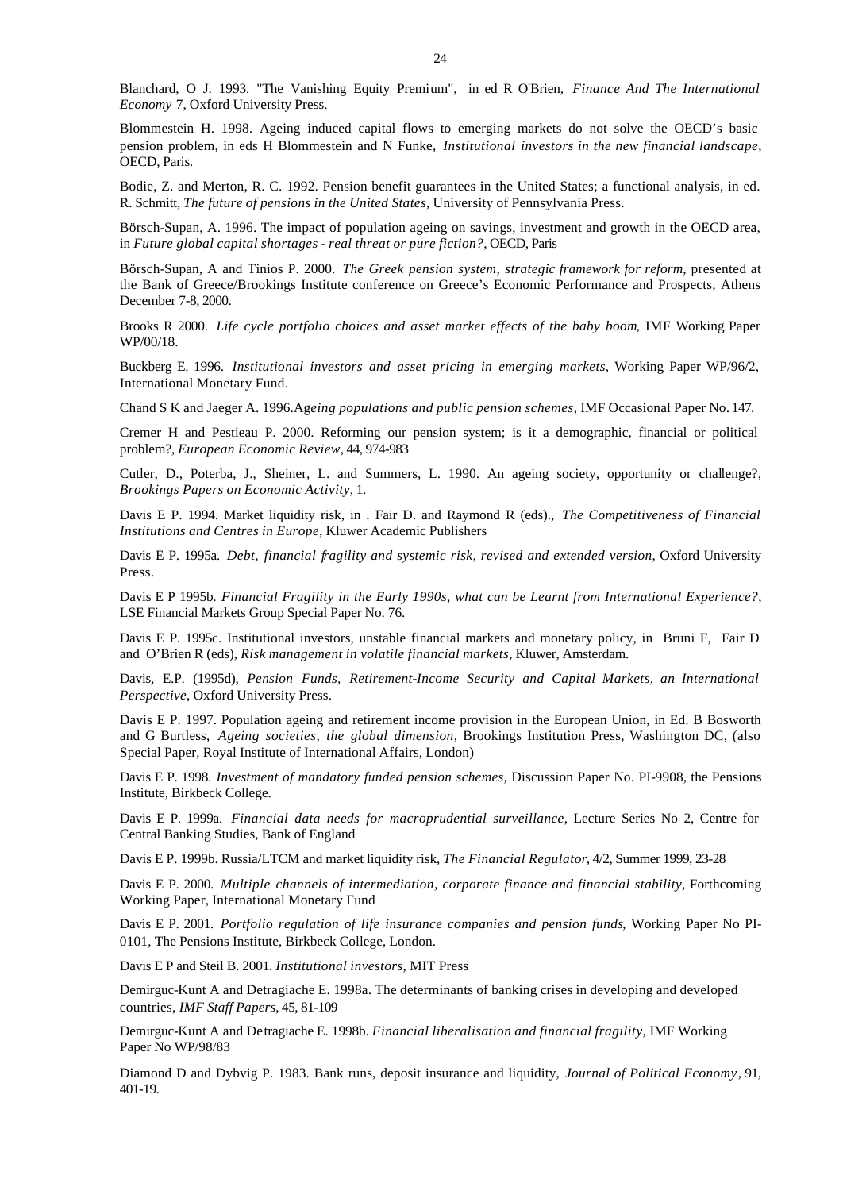Blanchard, O J. 1993. "The Vanishing Equity Premium", in ed R O'Brien, *Finance And The International Economy* 7, Oxford University Press.

Blommestein H. 1998. Ageing induced capital flows to emerging markets do not solve the OECD's basic pension problem, in eds H Blommestein and N Funke, *Institutional investors in the new financial landscape*, OECD, Paris.

Bodie, Z. and Merton, R. C. 1992. Pension benefit guarantees in the United States; a functional analysis, in ed. R. Schmitt, *The future of pensions in the United States*, University of Pennsylvania Press.

Börsch-Supan, A. 1996. The impact of population ageing on savings, investment and growth in the OECD area, in *Future global capital shortages - real threat or pure fiction?*, OECD, Paris

Börsch-Supan, A and Tinios P. 2000. *The Greek pension system, strategic framework for reform*, presented at the Bank of Greece/Brookings Institute conference on Greece's Economic Performance and Prospects, Athens December 7-8, 2000.

Brooks R 2000. *Life cycle portfolio choices and asset market effects of the baby boom*, IMF Working Paper WP/00/18.

Buckberg E. 1996. *Institutional investors and asset pricing in emerging markets*, Working Paper WP/96/2, International Monetary Fund.

Chand S K and Jaeger A. 1996.*Ageing populations and public pension schemes*, IMF Occasional Paper No. 147.

Cremer H and Pestieau P. 2000. Reforming our pension system; is it a demographic, financial or political problem?, *European Economic Review*, 44, 974-983

Cutler, D., Poterba, J., Sheiner, L. and Summers, L. 1990. An ageing society, opportunity or challenge?, *Brookings Papers on Economic Activity*, 1.

Davis E P. 1994. Market liquidity risk, in . Fair D. and Raymond R (eds)., *The Competitiveness of Financial Institutions and Centres in Europe*, Kluwer Academic Publishers

Davis E P. 1995a. *Debt, financial fragility and systemic risk, revised and extended version,* Oxford University Press.

Davis E P 1995b. *Financial Fragility in the Early 1990s, what can be Learnt from International Experience?*, LSE Financial Markets Group Special Paper No. 76.

Davis E P. 1995c. Institutional investors, unstable financial markets and monetary policy, in Bruni F, Fair D and O'Brien R (eds), *Risk management in volatile financial markets*, Kluwer, Amsterdam.

Davis, E.P. (1995d), *Pension Funds, Retirement-Income Security and Capital Markets, an International Perspective*, Oxford University Press.

Davis E P. 1997. Population ageing and retirement income provision in the European Union, in Ed. B Bosworth and G Burtless, *Ageing societies, the global dimension*, Brookings Institution Press, Washington DC, (also Special Paper, Royal Institute of International Affairs, London)

Davis E P. 1998. *Investment of mandatory funded pension schemes*, Discussion Paper No. PI-9908, the Pensions Institute, Birkbeck College.

Davis E P. 1999a. *Financial data needs for macroprudential surveillance*, Lecture Series No 2, Centre for Central Banking Studies, Bank of England

Davis E P. 1999b. Russia/LTCM and market liquidity risk, *The Financial Regulator*, 4/2, Summer 1999, 23-28

Davis E P. 2000. *Multiple channels of intermediation, corporate finance and financial stability*, Forthcoming Working Paper, International Monetary Fund

Davis E P. 2001. *Portfolio regulation of life insurance companies and pension funds*, Working Paper No PI-0101, The Pensions Institute, Birkbeck College, London.

Davis E P and Steil B. 2001. *Institutional investors*, MIT Press

Demirguc-Kunt A and Detragiache E. 1998a. The determinants of banking crises in developing and developed countries, *IMF Staff Papers*, 45, 81-109

Demirguc-Kunt A and Detragiache E. 1998b. *Financial liberalisation and financial fragility*, IMF Working Paper No WP/98/83

Diamond D and Dybvig P. 1983. Bank runs, deposit insurance and liquidity, *Journal of Political Economy*, 91, 401-19.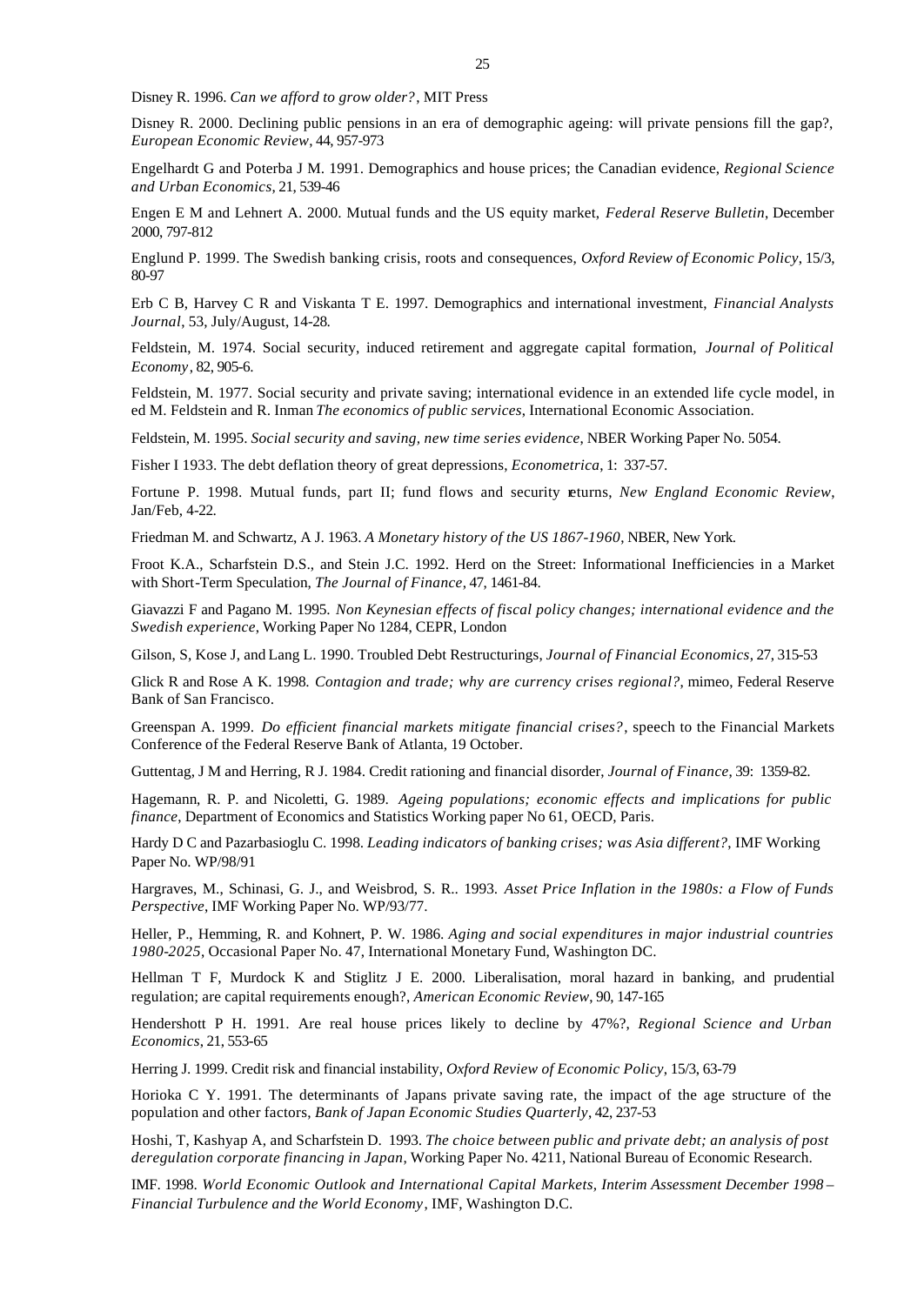Disney R. 1996. *Can we afford to grow older?*, MIT Press

Disney R. 2000. Declining public pensions in an era of demographic ageing: will private pensions fill the gap?, *European Economic Review*, 44, 957-973

Engelhardt G and Poterba J M. 1991. Demographics and house prices; the Canadian evidence, *Regional Science and Urban Economics*, 21, 539-46

Engen E M and Lehnert A. 2000. Mutual funds and the US equity market, *Federal Reserve Bulletin*, December 2000, 797-812

Englund P. 1999. The Swedish banking crisis, roots and consequences, *Oxford Review of Economic Policy*, 15/3, 80-97

Erb C B, Harvey C R and Viskanta T E. 1997. Demographics and international investment, *Financial Analysts Journal*, 53, July/August, 14-28.

Feldstein, M. 1974. Social security, induced retirement and aggregate capital formation, *Journal of Political Economy*, 82, 905-6.

Feldstein, M. 1977. Social security and private saving; international evidence in an extended life cycle model, in ed M. Feldstein and R. Inman *The economics of public services*, International Economic Association.

Feldstein, M. 1995. *Social security and saving, new time series evidence*, NBER Working Paper No. 5054.

Fisher I 1933. The debt deflation theory of great depressions, *Econometrica*, 1: 337-57.

Fortune P. 1998. Mutual funds, part II; fund flows and security returns, *New England Economic Review*, Jan/Feb, 4-22.

Friedman M. and Schwartz, A J. 1963. *A Monetary history of the US 1867-1960*, NBER, New York.

Froot K.A., Scharfstein D.S., and Stein J.C. 1992. Herd on the Street: Informational Inefficiencies in a Market with Short-Term Speculation, *The Journal of Finance*, 47, 1461-84.

Giavazzi F and Pagano M. 1995. *Non Keynesian effects of fiscal policy changes; international evidence and the Swedish experience*, Working Paper No 1284, CEPR, London

Gilson, S, Kose J, and Lang L. 1990. Troubled Debt Restructurings, *Journal of Financial Economics*, 27, 315-53

Glick R and Rose A K. 1998. *Contagion and trade; why are currency crises regional?*, mimeo, Federal Reserve Bank of San Francisco.

Greenspan A. 1999. *Do efficient financial markets mitigate financial crises?*, speech to the Financial Markets Conference of the Federal Reserve Bank of Atlanta, 19 October.

Guttentag, J M and Herring, R J. 1984. Credit rationing and financial disorder, *Journal of Finance*, 39: 1359-82.

Hagemann, R. P. and Nicoletti, G. 1989. *Ageing populations; economic effects and implications for public finance*, Department of Economics and Statistics Working paper No 61, OECD, Paris.

Hardy D C and Pazarbasioglu C. 1998. *Leading indicators of banking crises; was Asia different?*, IMF Working Paper No. WP/98/91

Hargraves, M., Schinasi, G. J., and Weisbrod, S. R.. 1993. *Asset Price Inflation in the 1980s: a Flow of Funds Perspective*, IMF Working Paper No. WP/93/77.

Heller, P., Hemming, R. and Kohnert, P. W. 1986. *Aging and social expenditures in major industrial countries 1980-2025*, Occasional Paper No. 47, International Monetary Fund, Washington DC.

Hellman T F, Murdock K and Stiglitz J E. 2000. Liberalisation, moral hazard in banking, and prudential regulation; are capital requirements enough?, *American Economic Review*, 90, 147-165

Hendershott P H. 1991. Are real house prices likely to decline by 47%?, *Regional Science and Urban Economics*, 21, 553-65

Herring J. 1999. Credit risk and financial instability, *Oxford Review of Economic Policy*, 15/3, 63-79

Horioka C Y. 1991. The determinants of Japans private saving rate, the impact of the age structure of the population and other factors, *Bank of Japan Economic Studies Quarterly*, 42, 237-53

Hoshi, T, Kashyap A, and Scharfstein D. 1993. *The choice between public and private debt; an analysis of post deregulation corporate financing in Japan*, Working Paper No. 4211, National Bureau of Economic Research.

IMF. 1998. *World Economic Outlook and International Capital Markets, Interim Assessment December 1998 – Financial Turbulence and the World Economy*, IMF, Washington D.C.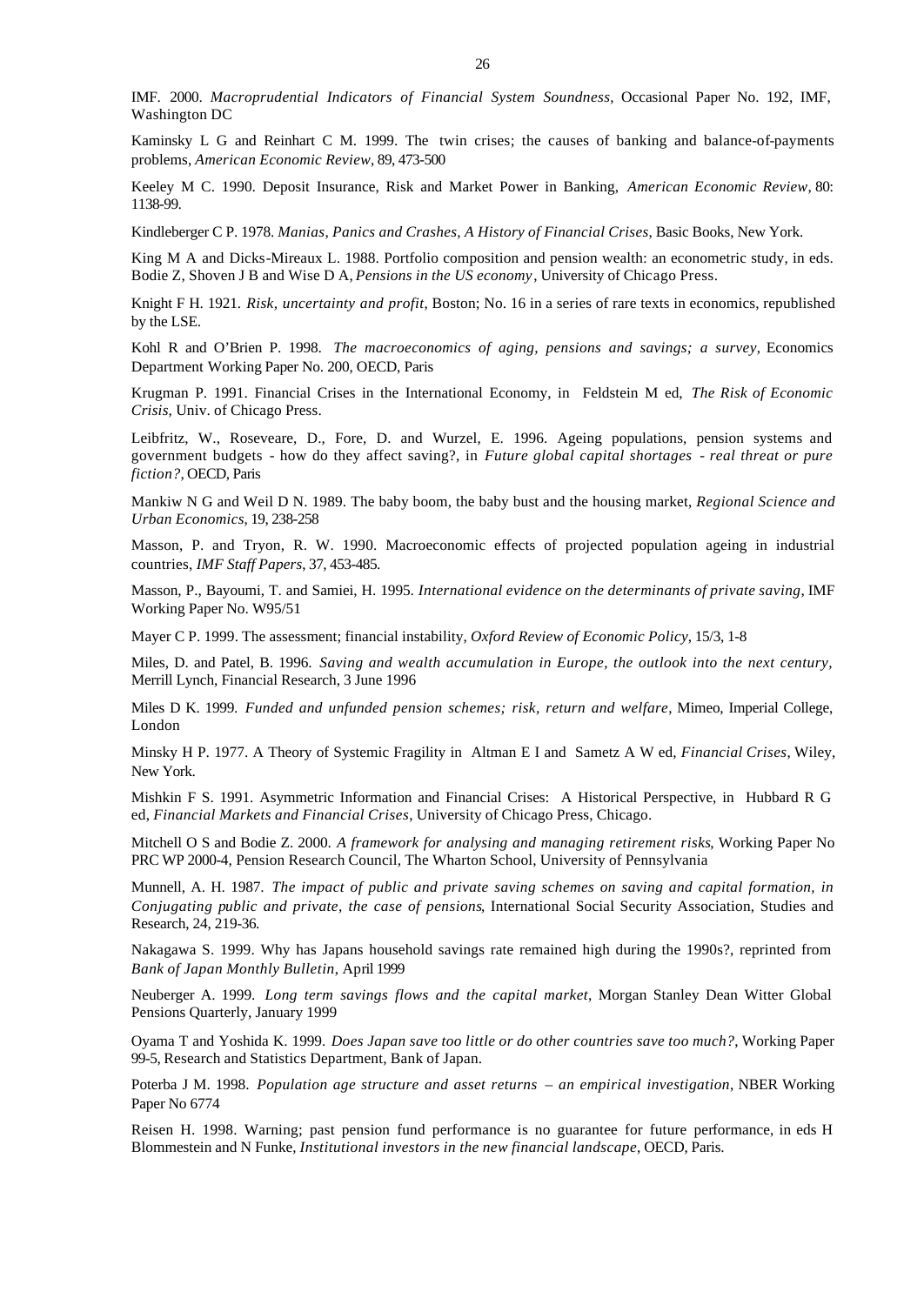IMF. 2000. *Macroprudential Indicators of Financial System Soundness*, Occasional Paper No. 192, IMF, Washington DC

Kaminsky L G and Reinhart C M. 1999. The twin crises; the causes of banking and balance-of-payments problems, *American Economic Review*, 89, 473-500

Keeley M C. 1990. Deposit Insurance, Risk and Market Power in Banking, *American Economic Review*, 80: 1138-99.

Kindleberger C P. 1978. *Manias, Panics and Crashes, A History of Financial Crises*, Basic Books, New York.

King M A and Dicks-Mireaux L. 1988. Portfolio composition and pension wealth: an econometric study, in eds. Bodie Z, Shoven J B and Wise D A, *Pensions in the US economy*, University of Chicago Press.

Knight F H. 1921. *Risk, uncertainty and profit*, Boston; No. 16 in a series of rare texts in economics, republished by the LSE.

Kohl R and O'Brien P. 1998. *The macroeconomics of aging, pensions and savings; a survey*, Economics Department Working Paper No. 200, OECD, Paris

Krugman P. 1991. Financial Crises in the International Economy, in Feldstein M ed, *The Risk of Economic Crisis*, Univ. of Chicago Press.

Leibfritz, W., Roseveare, D., Fore, D. and Wurzel, E. 1996. Ageing populations, pension systems and government budgets - how do they affect saving?, in *Future global capital shortages - real threat or pure fiction?*, OECD, Paris

Mankiw N G and Weil D N. 1989. The baby boom, the baby bust and the housing market, *Regional Science and Urban Economics*, 19, 238-258

Masson, P. and Tryon, R. W. 1990. Macroeconomic effects of projected population ageing in industrial countries, *IMF Staff Papers*, 37, 453-485.

Masson, P., Bayoumi, T. and Samiei, H. 1995. *International evidence on the determinants of private saving*, IMF Working Paper No. W95/51

Mayer C P. 1999. The assessment; financial instability, *Oxford Review of Economic Policy*, 15/3, 1-8

Miles, D. and Patel, B. 1996. *Saving and wealth accumulation in Europe, the outlook into the next century*, Merrill Lynch, Financial Research, 3 June 1996

Miles D K. 1999. *Funded and unfunded pension schemes; risk, return and welfare*, Mimeo, Imperial College, London

Minsky H P. 1977. A Theory of Systemic Fragility in Altman E I and Sametz A W ed, *Financial Crises*, Wiley, New York.

Mishkin F S. 1991. Asymmetric Information and Financial Crises: A Historical Perspective, in Hubbard R G ed, *Financial Markets and Financial Crises*, University of Chicago Press, Chicago.

Mitchell O S and Bodie Z. 2000. *A framework for analysing and managing retirement risks*, Working Paper No PRC WP 2000-4, Pension Research Council, The Wharton School, University of Pennsylvania

Munnell, A. H. 1987. *The impact of public and private saving schemes on saving and capital formation, in Conjugating public and private, the case of pensions*, International Social Security Association, Studies and Research, 24, 219-36.

Nakagawa S. 1999. Why has Japans household savings rate remained high during the 1990s?, reprinted from *Bank of Japan Monthly Bulletin*, April 1999

Neuberger A. 1999. *Long term savings flows and the capital market*, Morgan Stanley Dean Witter Global Pensions Quarterly, January 1999

Oyama T and Yoshida K. 1999. *Does Japan save too little or do other countries save too much?*, Working Paper 99-5, Research and Statistics Department, Bank of Japan.

Poterba J M. 1998. *Population age structure and asset returns – an empirical investigation*, NBER Working Paper No 6774

Reisen H. 1998. Warning; past pension fund performance is no guarantee for future performance, in eds H Blommestein and N Funke, *Institutional investors in the new financial landscape*, OECD, Paris.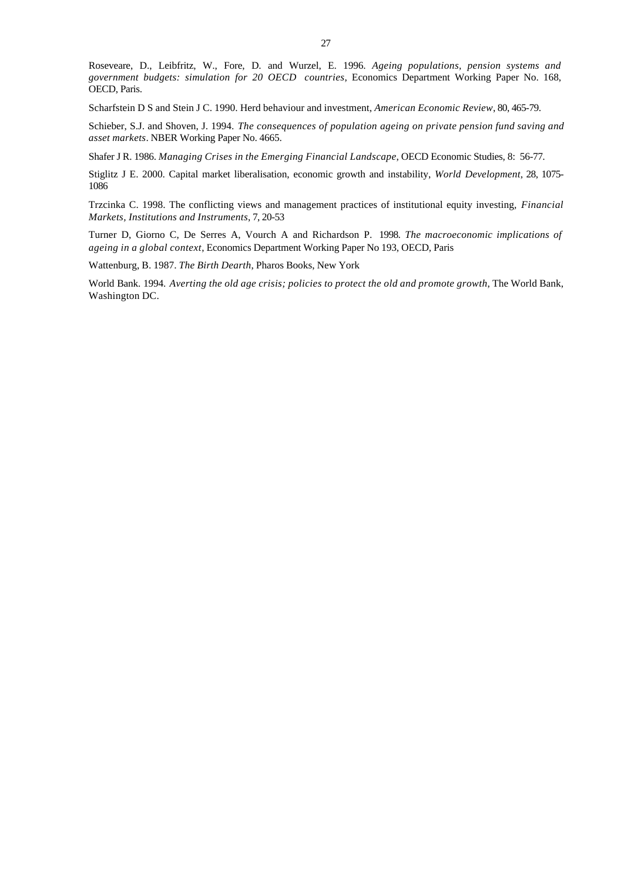Roseveare, D., Leibfritz, W., Fore, D. and Wurzel, E. 1996. *Ageing populations, pension systems and government budgets: simulation for 20 OECD countries*, Economics Department Working Paper No. 168, OECD, Paris.

Scharfstein D S and Stein J C. 1990. Herd behaviour and investment, *American Economic Review*, 80, 465-79.

Schieber, S.J. and Shoven, J. 1994. *The consequences of population ageing on private pension fund saving and asset markets*. NBER Working Paper No. 4665.

Shafer J R. 1986. *Managing Crises in the Emerging Financial Landscape*, OECD Economic Studies, 8: 56-77.

Stiglitz J E. 2000. Capital market liberalisation, economic growth and instability, *World Development*, 28, 1075-1086

Trzcinka C. 1998. The conflicting views and management practices of institutional equity investing, *Financial Markets, Institutions and Instruments*, 7, 20-53

Turner D, Giorno C, De Serres A, Vourch A and Richardson P. 1998. *The macroeconomic implications of ageing in a global context*, Economics Department Working Paper No 193, OECD, Paris

Wattenburg, B. 1987. *The Birth Dearth*, Pharos Books, New York

World Bank. 1994. *Averting the old age crisis; policies to protect the old and promote growth*, The World Bank, Washington DC.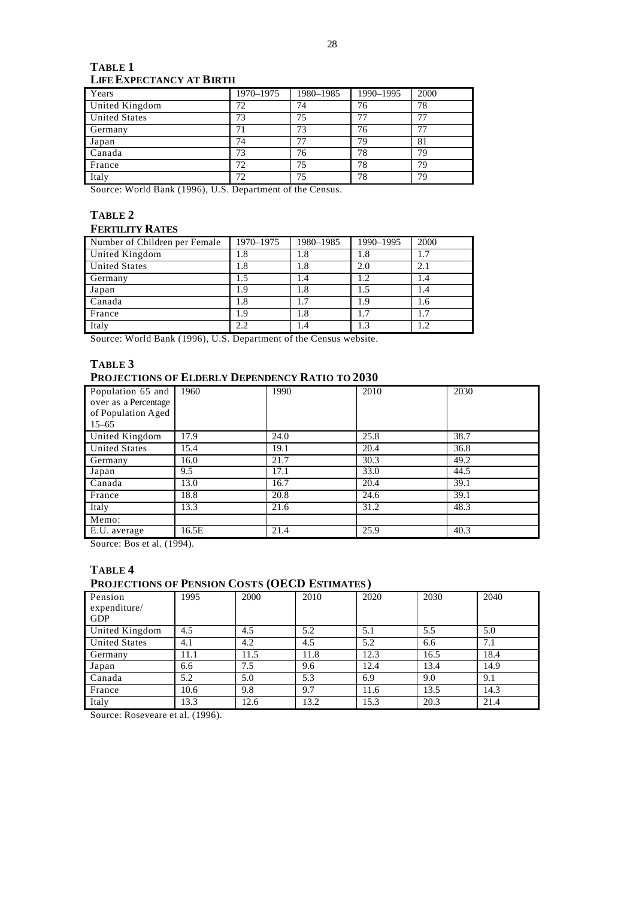**TABLE 1**
**LIFE EXPECTANCY AT BIRTH**

| Years | 1970–1975 | 1980–1985 | 1990–1995 | 2000 |
|---|---|---|---|---|
| United Kingdom | 72 | 74 | 76 | 78 |
| United States | 73 | 75 | 77 | 77 |
| Germany | 71 | 73 | 76 | 77 |
| Japan | 74 | 77 | 79 | 81 |
| Canada | 73 | 76 | 78 | 79 |
| France | 72 | 75 | 78 | 79 |
| Italy | 72 | 75 | 78 | 79 |

Source: World Bank (1996), U.S. Department of the Census.

**TABLE 2**
**FERTILITY RATES**

| Number of Children per Female | 1970–1975 | 1980–1985 | 1990–1995 | 2000 |
|---|---|---|---|---|
| United Kingdom | 1.8 | 1.8 | 1.8 | 1.7 |
| United States | 1.8 | 1.8 | 2.0 | 2.1 |
| Germany | 1.5 | 1.4 | 1.2 | 1.4 |
| Japan | 1.9 | 1.8 | 1.5 | 1.4 |
| Canada | 1.8 | 1.7 | 1.9 | 1.6 |
| France | 1.9 | 1.8 | 1.7 | 1.7 |
| Italy | 2.2 | 1.4 | 1.3 | 1.2 |

Source: World Bank (1996), U.S. Department of the Census website.

**TABLE 3**
**PROJECTIONS OF ELDERLY DEPENDENCY RATIO TO 2030**

| Population 65 and over as a Percentage of Population Aged 15–65 | 1960 | 1990 | 2010 | 2030 |
|---|---|---|---|---|
| United Kingdom | 17.9 | 24.0 | 25.8 | 38.7 |
| United States | 15.4 | 19.1 | 20.4 | 36.8 |
| Germany | 16.0 | 21.7 | 30.3 | 49.2 |
| Japan | 9.5 | 17.1 | 33.0 | 44.5 |
| Canada | 13.0 | 16.7 | 20.4 | 39.1 |
| France | 18.8 | 20.8 | 24.6 | 39.1 |
| Italy | 13.3 | 21.6 | 31.2 | 48.3 |
| Memo: | | | | |
| E.U. average | 16.5E | 21.4 | 25.9 | 40.3 |

Source: Bos et al. (1994).

**TABLE 4**
**PROJECTIONS OF PENSION COSTS (OECD ESTIMATES)**

| Pension expenditure/ GDP | 1995 | 2000 | 2010 | 2020 | 2030 | 2040 |
|---|---|---|---|---|---|---|
| United Kingdom | 4.5 | 4.5 | 5.2 | 5.1 | 5.5 | 5.0 |
| United States | 4.1 | 4.2 | 4.5 | 5.2 | 6.6 | 7.1 |
| Germany | 11.1 | 11.5 | 11.8 | 12.3 | 16.5 | 18.4 |
| Japan | 6.6 | 7.5 | 9.6 | 12.4 | 13.4 | 14.9 |
| Canada | 5.2 | 5.0 | 5.3 | 6.9 | 9.0 | 9.1 |
| France | 10.6 | 9.8 | 9.7 | 11.6 | 13.5 | 14.3 |
| Italy | 13.3 | 12.6 | 13.2 | 15.3 | 20.3 | 21.4 |

Source: Roseveare et al. (1996).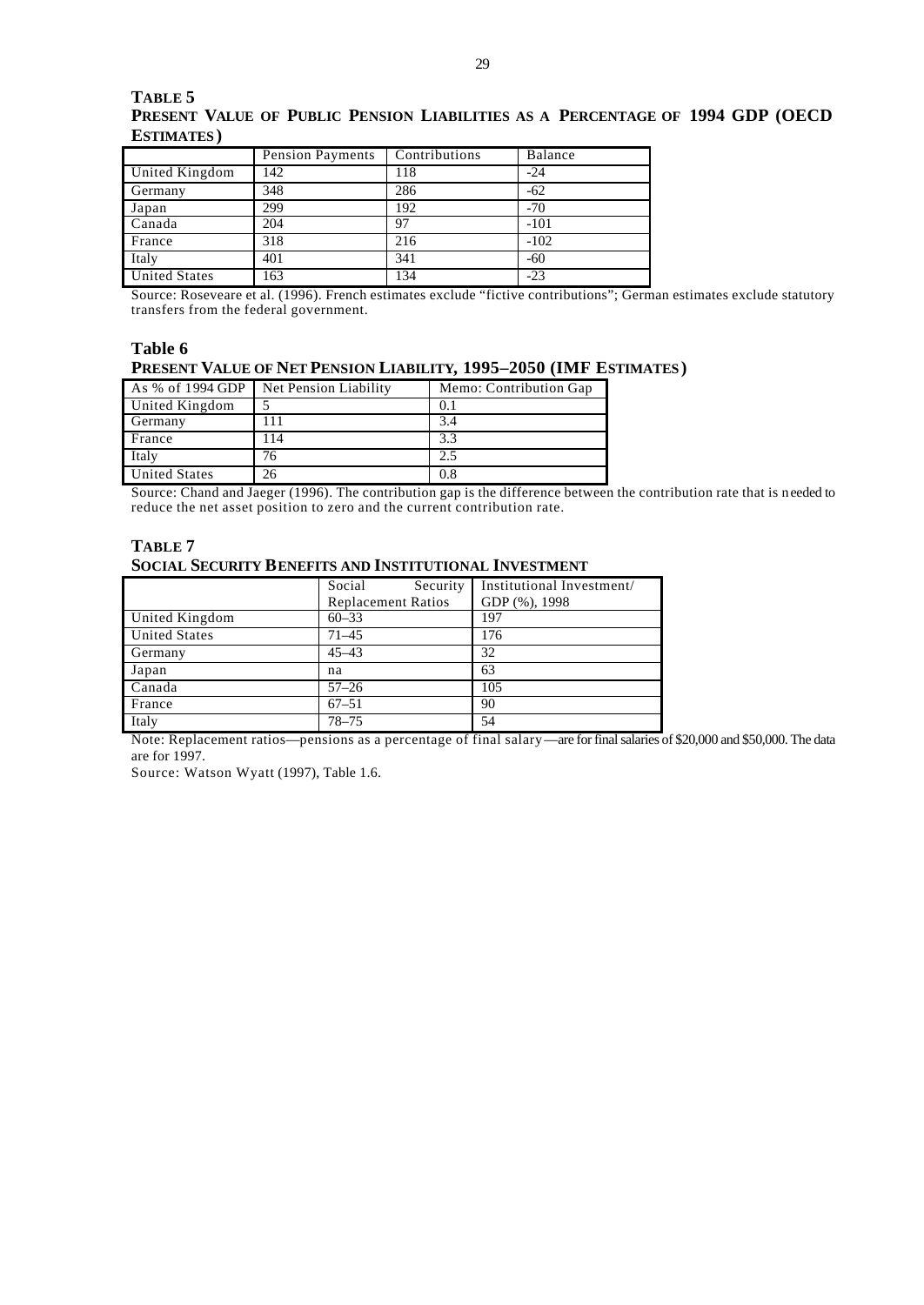**TABLE 5**

**PRESENT VALUE OF PUBLIC PENSION LIABILITIES AS A PERCENTAGE OF 1994 GDP (OECD ESTIMATES)**

| | Pension Payments | Contributions | Balance |
|---|---|---|---|
| United Kingdom | 142 | 118 | -24 |
| Germany | 348 | 286 | -62 |
| Japan | 299 | 192 | -70 |
| Canada | 204 | 97 | -101 |
| France | 318 | 216 | -102 |
| Italy | 401 | 341 | -60 |
| United States | 163 | 134 | -23 |

Source: Roseveare et al. (1996). French estimates exclude "fictive contributions"; German estimates exclude statutory transfers from the federal government.

**Table 6**

**PRESENT VALUE OF NET PENSION LIABILITY, 1995–2050 (IMF ESTIMATES)**

| As % of 1994 GDP | Net Pension Liability | Memo: Contribution Gap |
|---|---|---|
| United Kingdom | 5 | 0.1 |
| Germany | 111 | 3.4 |
| France | 114 | 3.3 |
| Italy | 76 | 2.5 |
| United States | 26 | 0.8 |

Source: Chand and Jaeger (1996). The contribution gap is the difference between the contribution rate that is needed to reduce the net asset position to zero and the current contribution rate.

**TABLE 7**

**SOCIAL SECURITY BENEFITS AND INSTITUTIONAL INVESTMENT**

| | Social Security Replacement Ratios | Institutional Investment/ GDP (%), 1998 |
|---|---|---|
| United Kingdom | 60–33 | 197 |
| United States | 71–45 | 176 |
| Germany | 45–43 | 32 |
| Japan | na | 63 |
| Canada | 57–26 | 105 |
| France | 67–51 | 90 |
| Italy | 78–75 | 54 |

Note: Replacement ratios—pensions as a percentage of final salary—are for final salaries of $20,000 and $50,000. The data are for 1997.

Source: Watson Wyatt (1997), Table 1.6.